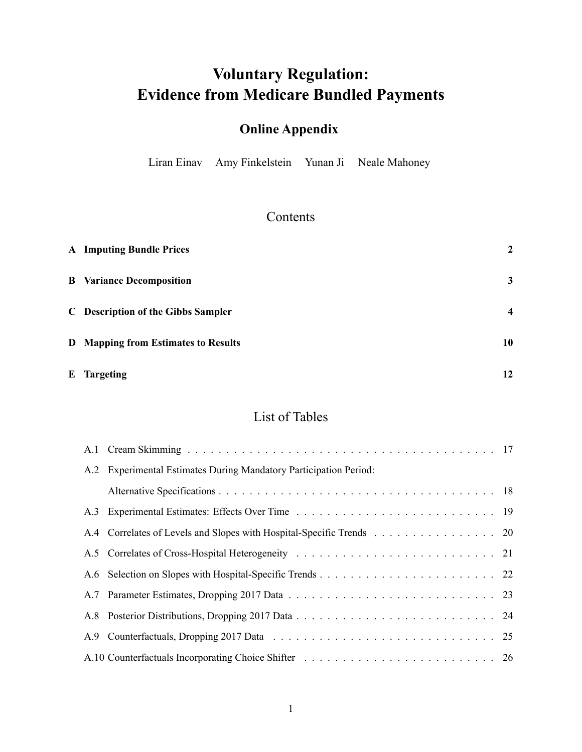# Voluntary Regulation: Evidence from Medicare Bundled Payments

## Online Appendix

Liran Einav Amy Finkelstein Yunan Ji Neale Mahoney

## Contents

| | | |
|---|---|---|
| **A** | **Imputing Bundle Prices** | **2** |
| **B** | **Variance Decomposition** | **3** |
| **C** | **Description of the Gibbs Sampler** | **4** |
| **D** | **Mapping from Estimates to Results** | **10** |
| **E** | **Targeting** | **12** |

## List of Tables

| | | |
|---|---|---|
| A.1 | Cream Skimming | 17 |
| A.2 | Experimental Estimates During Mandatory Participation Period: Alternative Specifications | 18 |
| A.3 | Experimental Estimates: Effects Over Time | 19 |
| A.4 | Correlates of Levels and Slopes with Hospital-Specific Trends | 20 |
| A.5 | Correlates of Cross-Hospital Heterogeneity | 21 |
| A.6 | Selection on Slopes with Hospital-Specific Trends | 22 |
| A.7 | Parameter Estimates, Dropping 2017 Data | 23 |
| A.8 | Posterior Distributions, Dropping 2017 Data | 24 |
| A.9 | Counterfactuals, Dropping 2017 Data | 25 |
| A.10 | Counterfactuals Incorporating Choice Shifter | 26 |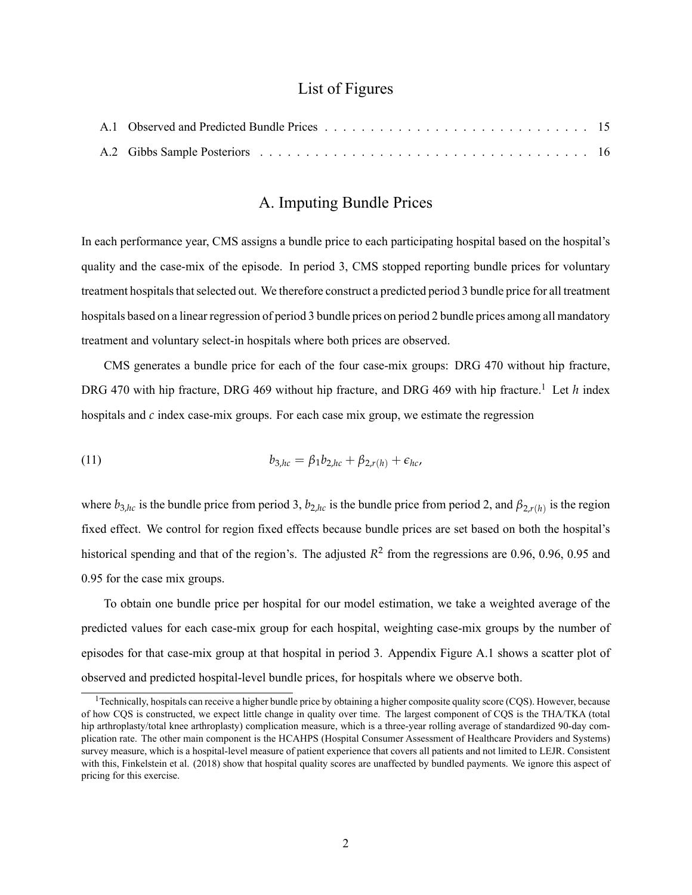## List of Figures

A.1 Observed and Predicted Bundle Prices . . . . . . . . . . . . . . . . . . . . . . . . . . . . . 15

A.2 Gibbs Sample Posteriors . . . . . . . . . . . . . . . . . . . . . . . . . . . . . . . . . . . . 16

# A. Imputing Bundle Prices

In each performance year, CMS assigns a bundle price to each participating hospital based on the hospital's quality and the case-mix of the episode. In period 3, CMS stopped reporting bundle prices for voluntary treatment hospitals that selected out. We therefore construct a predicted period 3 bundle price for all treatment hospitals based on a linear regression of period 3 bundle prices on period 2 bundle prices among all mandatory treatment and voluntary select-in hospitals where both prices are observed.

CMS generates a bundle price for each of the four case-mix groups: DRG 470 without hip fracture, DRG 470 with hip fracture, DRG 469 without hip fracture, and DRG 469 with hip fracture.[1] Let $h$ index hospitals and $c$ index case-mix groups. For each case mix group, we estimate the regression

$$b_{3,hc} = \beta_1 b_{2,hc} + \beta_{2,r(h)} + \epsilon_{hc}, \tag{11}$$

where $b_{3,hc}$ is the bundle price from period 3, $b_{2,hc}$ is the bundle price from period 2, and $\beta_{2,r(h)}$ is the region fixed effect. We control for region fixed effects because bundle prices are set based on both the hospital's historical spending and that of the region's. The adjusted $R^2$ from the regressions are 0.96, 0.96, 0.95 and 0.95 for the case mix groups.

To obtain one bundle price per hospital for our model estimation, we take a weighted average of the predicted values for each case-mix group for each hospital, weighting case-mix groups by the number of episodes for that case-mix group at that hospital in period 3. Appendix Figure A.1 shows a scatter plot of observed and predicted hospital-level bundle prices, for hospitals where we observe both.

[1] Technically, hospitals can receive a higher bundle price by obtaining a higher composite quality score (CQS). However, because of how CQS is constructed, we expect little change in quality over time. The largest component of CQS is the THA/TKA (total hip arthroplasty/total knee arthroplasty) complication measure, which is a three-year rolling average of standardized 90-day complication rate. The other main component is the HCAHPS (Hospital Consumer Assessment of Healthcare Providers and Systems) survey measure, which is a hospital-level measure of patient experience that covers all patients and not limited to LEJR. Consistent with this, Finkelstein et al. (2018) show that hospital quality scores are unaffected by bundled payments. We ignore this aspect of pricing for this exercise.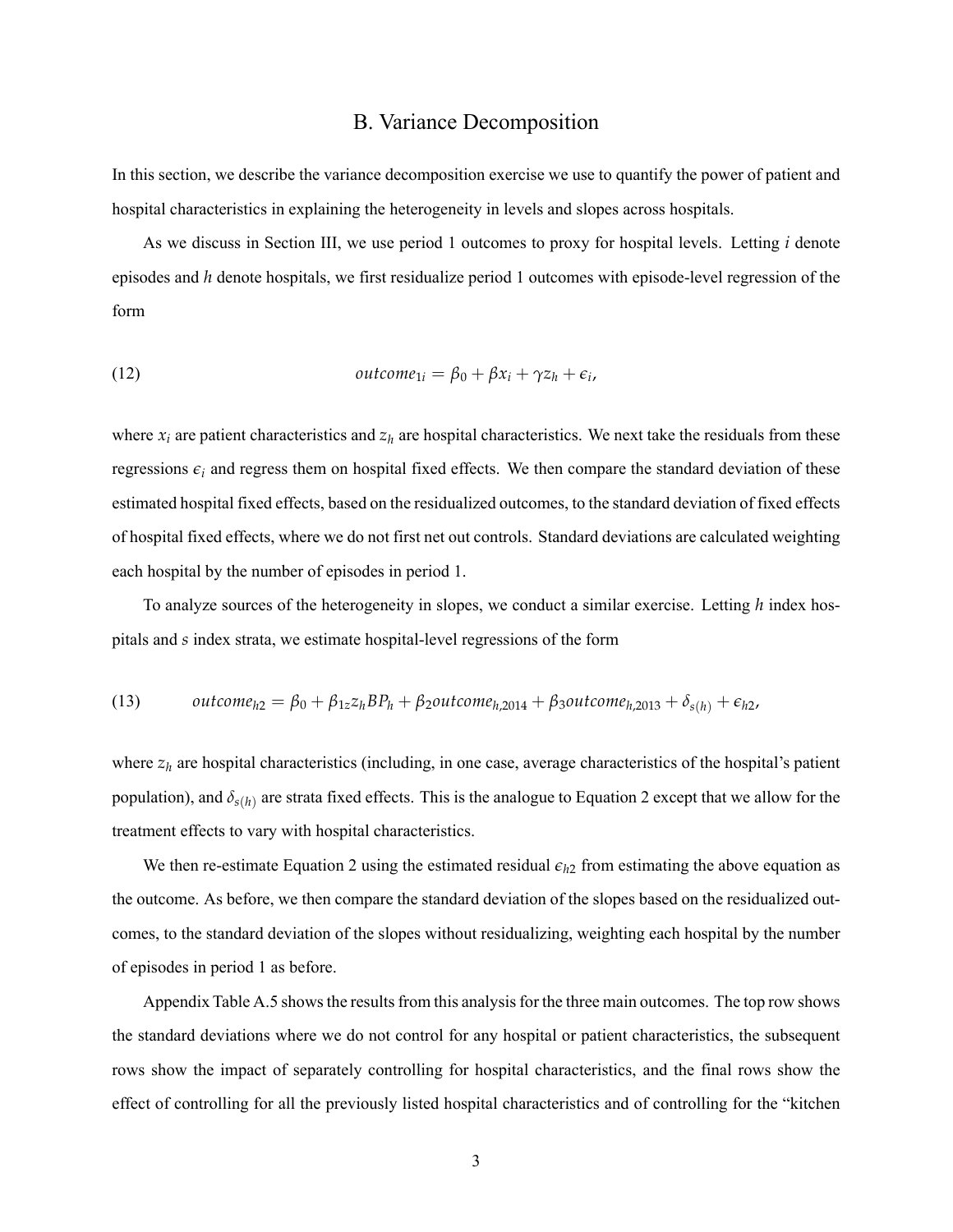## B. Variance Decomposition

In this section, we describe the variance decomposition exercise we use to quantify the power of patient and hospital characteristics in explaining the heterogeneity in levels and slopes across hospitals.

As we discuss in Section III, we use period 1 outcomes to proxy for hospital levels. Letting $i$ denote episodes and $h$ denote hospitals, we first residualize period 1 outcomes with episode-level regression of the form

$$outcome_{1i} = \beta_0 + \beta x_i + \gamma z_h + \epsilon_i, \tag{12}$$

where $x_i$ are patient characteristics and $z_h$ are hospital characteristics. We next take the residuals from these regressions $\epsilon_i$ and regress them on hospital fixed effects. We then compare the standard deviation of these estimated hospital fixed effects, based on the residualized outcomes, to the standard deviation of fixed effects of hospital fixed effects, where we do not first net out controls. Standard deviations are calculated weighting each hospital by the number of episodes in period 1.

To analyze sources of the heterogeneity in slopes, we conduct a similar exercise. Letting $h$ index hospitals and $s$ index strata, we estimate hospital-level regressions of the form

$$outcome_{h2} = \beta_0 + \beta_{1z} z_h BP_h + \beta_2 outcome_{h,2014} + \beta_3 outcome_{h,2013} + \delta_{s(h)} + \epsilon_{h2}, \tag{13}$$

where $z_h$ are hospital characteristics (including, in one case, average characteristics of the hospital's patient population), and $\delta_{s(h)}$ are strata fixed effects. This is the analogue to Equation 2 except that we allow for the treatment effects to vary with hospital characteristics.

We then re-estimate Equation 2 using the estimated residual $\epsilon_{h2}$ from estimating the above equation as the outcome. As before, we then compare the standard deviation of the slopes based on the residualized outcomes, to the standard deviation of the slopes without residualizing, weighting each hospital by the number of episodes in period 1 as before.

Appendix Table A.5 shows the results from this analysis for the three main outcomes. The top row shows the standard deviations where we do not control for any hospital or patient characteristics, the subsequent rows show the impact of separately controlling for hospital characteristics, and the final rows show the effect of controlling for all the previously listed hospital characteristics and of controlling for the "kitchen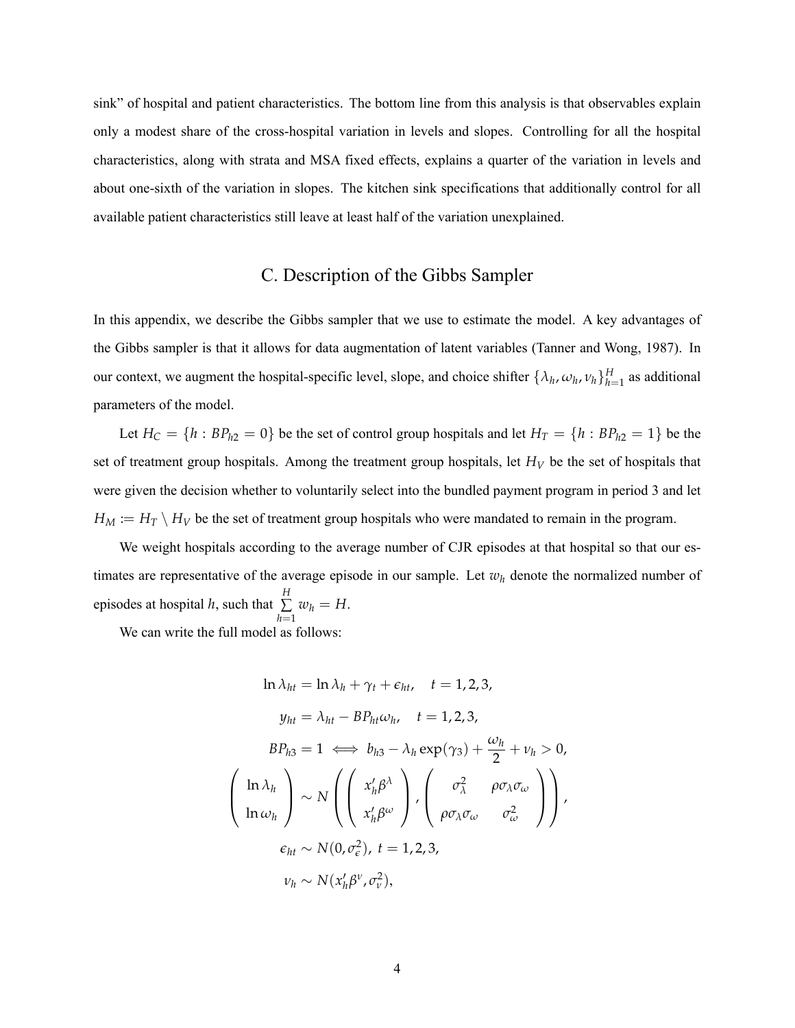sink" of hospital and patient characteristics. The bottom line from this analysis is that observables explain only a modest share of the cross-hospital variation in levels and slopes. Controlling for all the hospital characteristics, along with strata and MSA fixed effects, explains a quarter of the variation in levels and about one-sixth of the variation in slopes. The kitchen sink specifications that additionally control for all available patient characteristics still leave at least half of the variation unexplained.

## C. Description of the Gibbs Sampler

In this appendix, we describe the Gibbs sampler that we use to estimate the model. A key advantages of the Gibbs sampler is that it allows for data augmentation of latent variables (Tanner and Wong, 1987). In our context, we augment the hospital-specific level, slope, and choice shifter $\{\lambda_h, \omega_h, \nu_h\}_{h=1}^{H}$ as additional parameters of the model.

Let $H_C = \{h : BP_{h2} = 0\}$ be the set of control group hospitals and let $H_T = \{h : BP_{h2} = 1\}$ be the set of treatment group hospitals. Among the treatment group hospitals, let $H_V$ be the set of hospitals that were given the decision whether to voluntarily select into the bundled payment program in period 3 and let $H_M := H_T \setminus H_V$ be the set of treatment group hospitals who were mandated to remain in the program.

We weight hospitals according to the average number of CJR episodes at that hospital so that our estimates are representative of the average episode in our sample. Let $w_h$ denote the normalized number of episodes at hospital $h$, such that $\sum_{h=1}^{H} w_h = H$.

We can write the full model as follows:

$$
\begin{aligned}
\ln \lambda_{ht} &= \ln \lambda_h + \gamma_t + \epsilon_{ht}, \quad t = 1, 2, 3, \\
y_{ht} &= \lambda_{ht} - BP_{ht}\omega_h, \quad t = 1, 2, 3, \\
BP_{h3} = 1 &\iff b_{h3} - \lambda_h \exp(\gamma_3) + \frac{\omega_h}{2} + \nu_h > 0, \\
\begin{pmatrix} \ln \lambda_h \\ \ln \omega_h \end{pmatrix} &\sim N\left( \begin{pmatrix} x_h' \beta^{\lambda} \\ x_h' \beta^{\omega} \end{pmatrix}, \begin{pmatrix} \sigma_{\lambda}^2 & \rho \sigma_{\lambda} \sigma_{\omega} \\ \rho \sigma_{\lambda} \sigma_{\omega} & \sigma_{\omega}^2 \end{pmatrix} \right), \\
\epsilon_{ht} &\sim N(0, \sigma_{\epsilon}^2), \ t = 1, 2, 3, \\
\nu_h &\sim N(x_h' \beta^{\nu}, \sigma_{\nu}^2),
\end{aligned}
$$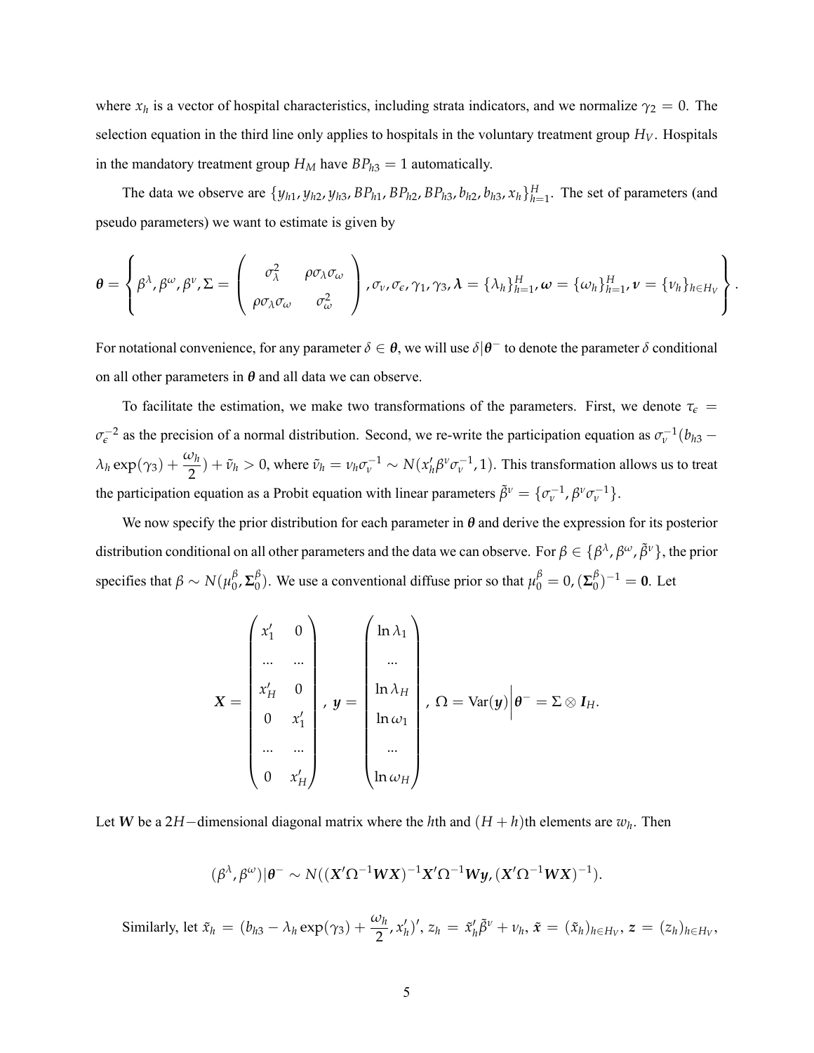where $x_h$ is a vector of hospital characteristics, including strata indicators, and we normalize $\gamma_2 = 0$. The selection equation in the third line only applies to hospitals in the voluntary treatment group $H_V$. Hospitals in the mandatory treatment group $H_M$ have $BP_{h3} = 1$ automatically.

The data we observe are $\{y_{h1}, y_{h2}, y_{h3}, BP_{h1}, BP_{h2}, BP_{h3}, b_{h2}, b_{h3}, x_h\}_{h=1}^{H}$. The set of parameters (and pseudo parameters) we want to estimate is given by

$$
\boldsymbol{\theta} = \left\{ \beta^{\lambda}, \beta^{\omega}, \beta^{\nu}, \Sigma = \begin{pmatrix} \sigma_{\lambda}^2 & \rho\sigma_{\lambda}\sigma_{\omega} \\ \rho\sigma_{\lambda}\sigma_{\omega} & \sigma_{\omega}^2 \end{pmatrix}, \sigma_{\nu}, \sigma_{\epsilon}, \gamma_1, \gamma_3, \boldsymbol{\lambda} = \{\lambda_h\}_{h=1}^{H}, \boldsymbol{\omega} = \{\omega_h\}_{h=1}^{H}, \boldsymbol{\nu} = \{\nu_h\}_{h\in H_V} \right\}.
$$

For notational convenience, for any parameter $\delta \in \boldsymbol{\theta}$, we will use $\delta|\boldsymbol{\theta}^-$ to denote the parameter $\delta$ conditional on all other parameters in $\boldsymbol{\theta}$ and all data we can observe.

To facilitate the estimation, we make two transformations of the parameters. First, we denote $\tau_{\epsilon} = \sigma_{\epsilon}^{-2}$ as the precision of a normal distribution. Second, we re-write the participation equation as $\sigma_{\nu}^{-1}(b_{h3} - \lambda_h \exp(\gamma_3) + \frac{\omega_h}{2}) + \tilde{\nu}_h > 0$, where $\tilde{\nu}_h = \nu_h \sigma_{\nu}^{-1} \sim N(x_h'\beta^{\nu}\sigma_{\nu}^{-1}, 1)$. This transformation allows us to treat the participation equation as a Probit equation with linear parameters $\tilde{\beta}^{\nu} = \{\sigma_{\nu}^{-1}, \beta^{\nu}\sigma_{\nu}^{-1}\}$.

We now specify the prior distribution for each parameter in $\boldsymbol{\theta}$ and derive the expression for its posterior distribution conditional on all other parameters and the data we can observe. For $\beta \in \{\beta^{\lambda}, \beta^{\omega}, \tilde{\beta}^{\nu}\}$, the prior specifies that $\beta \sim N(\mu_0^{\beta}, \boldsymbol{\Sigma}_0^{\beta})$. We use a conventional diffuse prior so that $\mu_0^{\beta} = 0, (\boldsymbol{\Sigma}_0^{\beta})^{-1} = \mathbf{0}$. Let

$$
\boldsymbol{X} = \begin{pmatrix} x_1' & 0 \\ ... & ... \\ x_H' & 0 \\ 0 & x_1' \\ ... & ... \\ 0 & x_H' \end{pmatrix},\ \boldsymbol{y} = \begin{pmatrix} \ln \lambda_1 \\ ... \\ \ln \lambda_H \\ \ln \omega_1 \\ ... \\ \ln \omega_H \end{pmatrix},\ \Omega = \mathrm{Var}(\boldsymbol{y})\Big|\boldsymbol{\theta}^- = \Sigma \otimes \boldsymbol{I}_H.
$$

Let $\boldsymbol{W}$ be a $2H-$dimensional diagonal matrix where the $h$th and $(H+h)$th elements are $w_h$. Then

$$
(\beta^{\lambda}, \beta^{\omega})|\boldsymbol{\theta}^- \sim N((\boldsymbol{X}'\Omega^{-1}\boldsymbol{W}\boldsymbol{X})^{-1}\boldsymbol{X}'\Omega^{-1}\boldsymbol{W}\boldsymbol{y}, (\boldsymbol{X}'\Omega^{-1}\boldsymbol{W}\boldsymbol{X})^{-1}).
$$

Similarly, let $\tilde{x}_h = (b_{h3} - \lambda_h \exp(\gamma_3) + \frac{\omega_h}{2}, x_h')'$, $z_h = \tilde{x}_h'\tilde{\beta}^{\nu} + \nu_h$, $\tilde{\boldsymbol{x}} = (\tilde{x}_h)_{h\in H_V}$, $\boldsymbol{z} = (z_h)_{h\in H_V}$,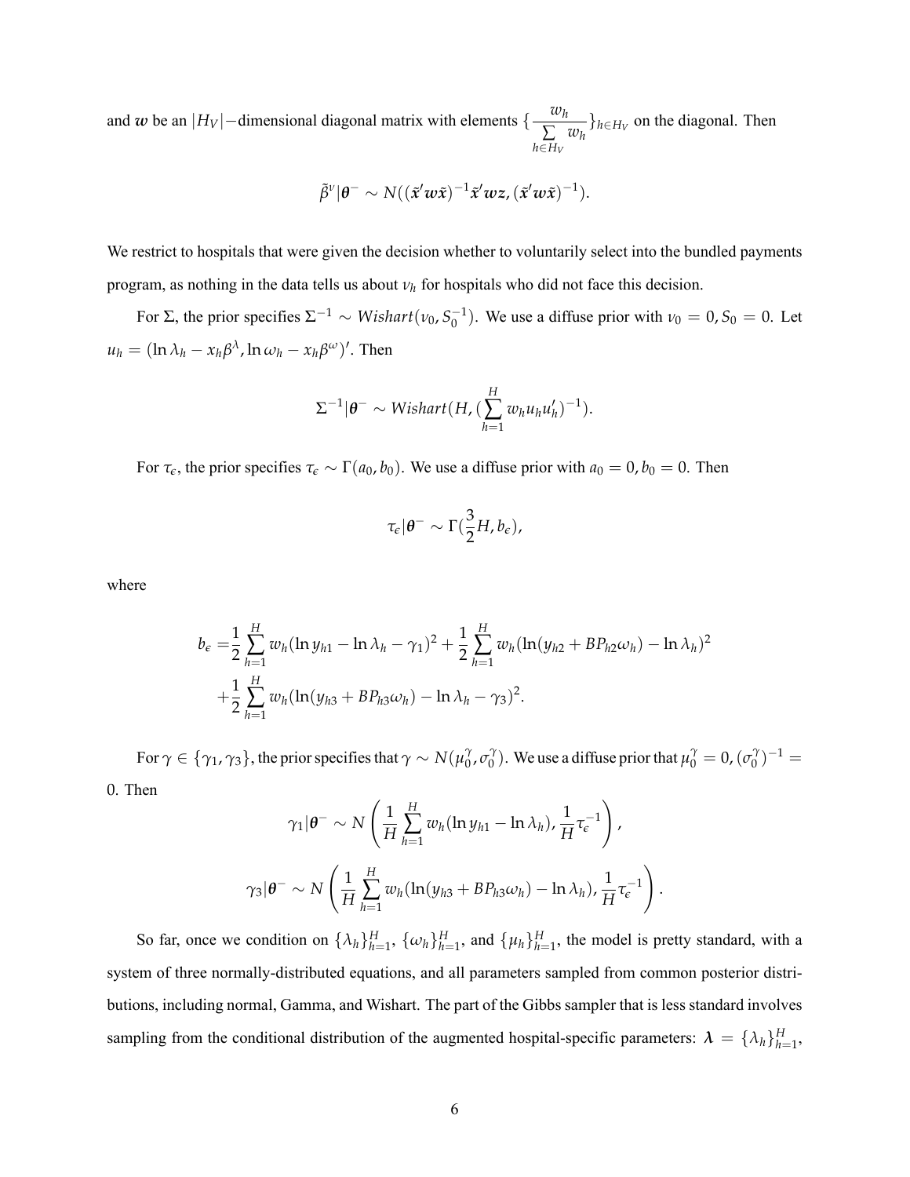and $\boldsymbol{w}$ be an $|H_V|-$dimensional diagonal matrix with elements $\{\frac{w_h}{\sum\limits_{h \in H_V} w_h}\}_{h \in H_V}$ on the diagonal. Then

$$\tilde{\beta}^{\nu}|\boldsymbol{\theta}^{-} \sim N((\tilde{\boldsymbol{x}}'\boldsymbol{w}\tilde{\boldsymbol{x}})^{-1}\tilde{\boldsymbol{x}}'\boldsymbol{w}\boldsymbol{z}, (\tilde{\boldsymbol{x}}'\boldsymbol{w}\tilde{\boldsymbol{x}})^{-1}).$$

We restrict to hospitals that were given the decision whether to voluntarily select into the bundled payments program, as nothing in the data tells us about $\nu_h$ for hospitals who did not face this decision.

For $\Sigma$, the prior specifies $\Sigma^{-1} \sim Wishart(\nu_0, S_0^{-1})$. We use a diffuse prior with $\nu_0 = 0, S_0 = 0$. Let $u_h = (\ln \lambda_h - x_h\beta^{\lambda}, \ln \omega_h - x_h\beta^{\omega})'$. Then

$$\Sigma^{-1}|\boldsymbol{\theta}^{-} \sim Wishart(H, (\sum_{h=1}^{H} w_h u_h u_h')^{-1}).$$

For $\tau_{\epsilon}$, the prior specifies $\tau_{\epsilon} \sim \Gamma(a_0, b_0)$. We use a diffuse prior with $a_0 = 0, b_0 = 0$. Then

$$\tau_{\epsilon}|\boldsymbol{\theta}^{-} \sim \Gamma(\frac{3}{2}H, b_{\epsilon}),$$

where

$$\begin{aligned}
b_{\epsilon} =& \frac{1}{2}\sum_{h=1}^{H} w_h(\ln y_{h1} - \ln \lambda_h - \gamma_1)^2 + \frac{1}{2}\sum_{h=1}^{H} w_h(\ln(y_{h2} + BP_{h2}\omega_h) - \ln \lambda_h)^2 \\
&+ \frac{1}{2}\sum_{h=1}^{H} w_h(\ln(y_{h3} + BP_{h3}\omega_h) - \ln \lambda_h - \gamma_3)^2.
\end{aligned}$$

For $\gamma \in \{\gamma_1, \gamma_3\}$, the prior specifies that $\gamma \sim N(\mu_0^{\gamma}, \sigma_0^{\gamma})$. We use a diffuse prior that $\mu_0^{\gamma} = 0, (\sigma_0^{\gamma})^{-1} = 0$. Then

$$\gamma_1|\boldsymbol{\theta}^{-} \sim N\left(\frac{1}{H}\sum_{h=1}^{H} w_h(\ln y_{h1} - \ln \lambda_h), \frac{1}{H}\tau_{\epsilon}^{-1}\right),$$

$$\gamma_3|\boldsymbol{\theta}^{-} \sim N\left(\frac{1}{H}\sum_{h=1}^{H} w_h(\ln(y_{h3} + BP_{h3}\omega_h) - \ln \lambda_h), \frac{1}{H}\tau_{\epsilon}^{-1}\right).$$

So far, once we condition on $\{\lambda_h\}_{h=1}^{H}$, $\{\omega_h\}_{h=1}^{H}$, and $\{\mu_h\}_{h=1}^{H}$, the model is pretty standard, with a system of three normally-distributed equations, and all parameters sampled from common posterior distributions, including normal, Gamma, and Wishart. The part of the Gibbs sampler that is less standard involves sampling from the conditional distribution of the augmented hospital-specific parameters: $\boldsymbol{\lambda} = \{\lambda_h\}_{h=1}^{H}$,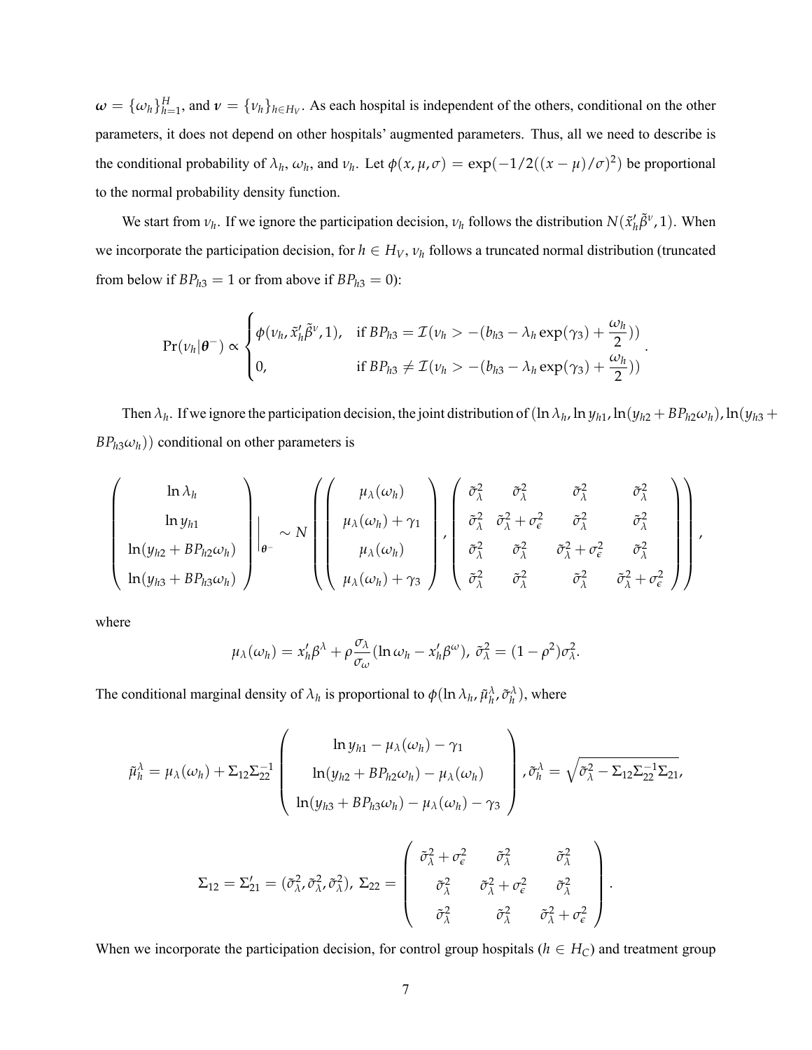$\boldsymbol{\omega} = \{\omega_h\}_{h=1}^{H}$, and $\boldsymbol{\nu} = \{\nu_h\}_{h \in H_V}$. As each hospital is independent of the others, conditional on the other parameters, it does not depend on other hospitals' augmented parameters. Thus, all we need to describe is the conditional probability of $\lambda_h$, $\omega_h$, and $\nu_h$. Let $\phi(x, \mu, \sigma) = \exp(-1/2((x-\mu)/\sigma)^2)$ be proportional to the normal probability density function.

We start from $\nu_h$. If we ignore the participation decision, $\nu_h$ follows the distribution $N(\tilde{x}_h' \tilde{\beta}^\nu, 1)$. When we incorporate the participation decision, for $h \in H_V$, $\nu_h$ follows a truncated normal distribution (truncated from below if $BP_{h3} = 1$ or from above if $BP_{h3} = 0$):

$$
\Pr(\nu_h | \boldsymbol{\theta}^-) \propto \begin{cases} \phi(\nu_h, \tilde{x}_h' \tilde{\beta}^\nu, 1), & \text{if } BP_{h3} = \mathcal{I}(\nu_h > -(b_{h3} - \lambda_h \exp(\gamma_3) + \dfrac{\omega_h}{2})) \\ 0, & \text{if } BP_{h3} \neq \mathcal{I}(\nu_h > -(b_{h3} - \lambda_h \exp(\gamma_3) + \dfrac{\omega_h}{2})) \end{cases}.
$$

Then $\lambda_h$. If we ignore the participation decision, the joint distribution of $(\ln \lambda_h, \ln y_{h1}, \ln(y_{h2} + BP_{h2}\omega_h), \ln(y_{h3} + BP_{h3}\omega_h))$ conditional on other parameters is

$$
\begin{pmatrix} \ln \lambda_h \\ \ln y_{h1} \\ \ln(y_{h2} + BP_{h2}\omega_h) \\ \ln(y_{h3} + BP_{h3}\omega_h) \end{pmatrix} \Bigg|_{\boldsymbol{\theta}^-} \sim N \left( \begin{pmatrix} \mu_\lambda(\omega_h) \\ \mu_\lambda(\omega_h) + \gamma_1 \\ \mu_\lambda(\omega_h) \\ \mu_\lambda(\omega_h) + \gamma_3 \end{pmatrix}, \begin{pmatrix} \tilde{\sigma}_\lambda^2 & \tilde{\sigma}_\lambda^2 & \tilde{\sigma}_\lambda^2 & \tilde{\sigma}_\lambda^2 \\ \tilde{\sigma}_\lambda^2 & \tilde{\sigma}_\lambda^2 + \sigma_\epsilon^2 & \tilde{\sigma}_\lambda^2 & \tilde{\sigma}_\lambda^2 \\ \tilde{\sigma}_\lambda^2 & \tilde{\sigma}_\lambda^2 & \tilde{\sigma}_\lambda^2 + \sigma_\epsilon^2 & \tilde{\sigma}_\lambda^2 \\ \tilde{\sigma}_\lambda^2 & \tilde{\sigma}_\lambda^2 & \tilde{\sigma}_\lambda^2 & \tilde{\sigma}_\lambda^2 + \sigma_\epsilon^2 \end{pmatrix} \right),
$$

where

$$
\mu_\lambda(\omega_h) = x_h' \beta^\lambda + \rho \frac{\sigma_\lambda}{\sigma_\omega} (\ln \omega_h - x_h' \beta^\omega), \ \tilde{\sigma}_\lambda^2 = (1 - \rho^2)\sigma_\lambda^2.
$$

The conditional marginal density of $\lambda_h$ is proportional to $\phi(\ln \lambda_h, \tilde{\mu}_h^\lambda, \tilde{\sigma}_h^\lambda)$, where

$$
\tilde{\mu}_h^\lambda = \mu_\lambda(\omega_h) + \Sigma_{12}\Sigma_{22}^{-1} \begin{pmatrix} \ln y_{h1} - \mu_\lambda(\omega_h) - \gamma_1 \\ \ln(y_{h2} + BP_{h2}\omega_h) - \mu_\lambda(\omega_h) \\ \ln(y_{h3} + BP_{h3}\omega_h) - \mu_\lambda(\omega_h) - \gamma_3 \end{pmatrix}, \tilde{\sigma}_h^\lambda = \sqrt{\tilde{\sigma}_\lambda^2 - \Sigma_{12}\Sigma_{22}^{-1}\Sigma_{21}},
$$

$$
\Sigma_{12} = \Sigma_{21}' = (\tilde{\sigma}_\lambda^2, \tilde{\sigma}_\lambda^2, \tilde{\sigma}_\lambda^2), \ \Sigma_{22} = \begin{pmatrix} \tilde{\sigma}_\lambda^2 + \sigma_\epsilon^2 & \tilde{\sigma}_\lambda^2 & \tilde{\sigma}_\lambda^2 \\ \tilde{\sigma}_\lambda^2 & \tilde{\sigma}_\lambda^2 + \sigma_\epsilon^2 & \tilde{\sigma}_\lambda^2 \\ \tilde{\sigma}_\lambda^2 & \tilde{\sigma}_\lambda^2 & \tilde{\sigma}_\lambda^2 + \sigma_\epsilon^2 \end{pmatrix}.
$$

When we incorporate the participation decision, for control group hospitals ($h \in H_C$) and treatment group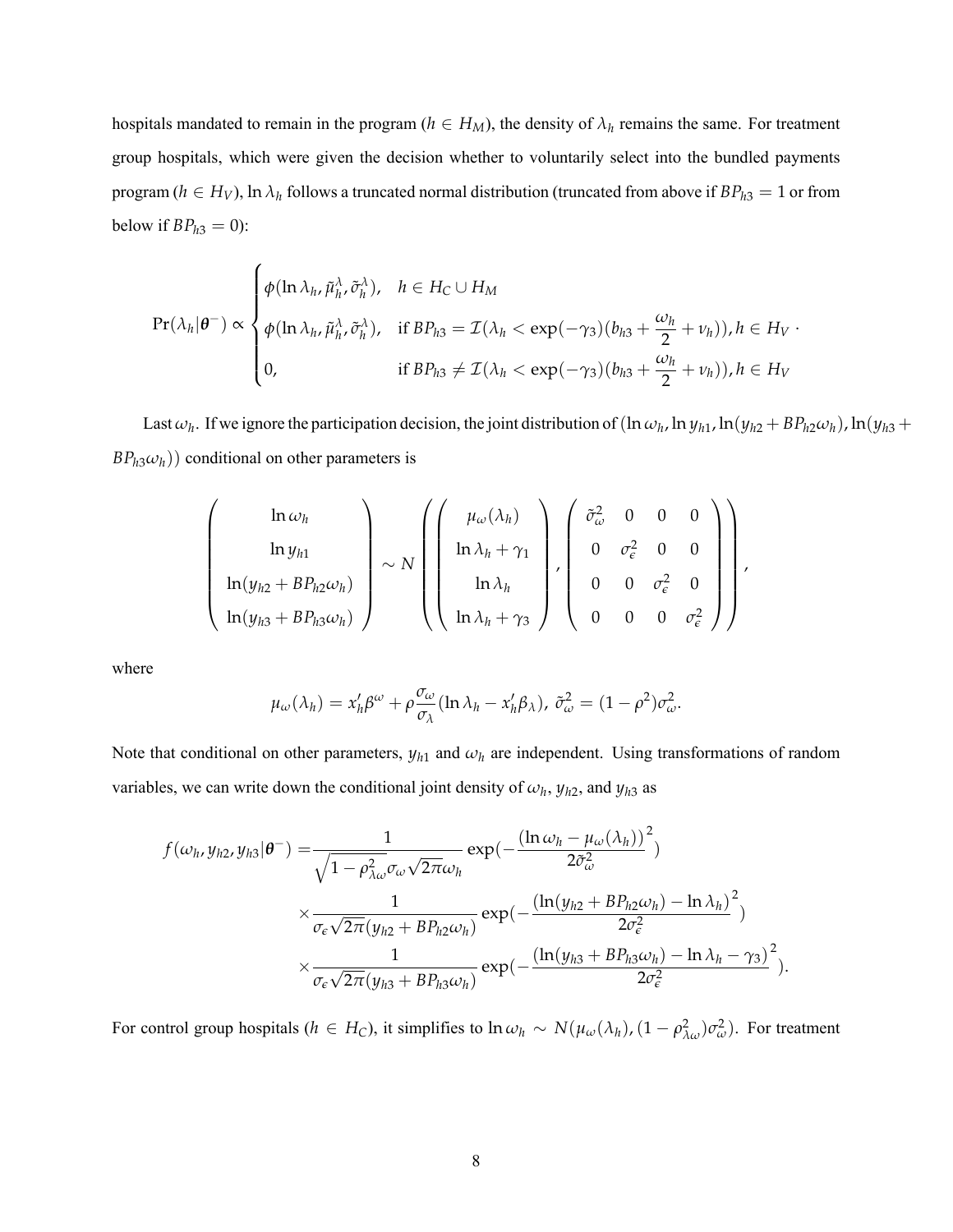hospitals mandated to remain in the program ($h \in H_M$), the density of $\lambda_h$ remains the same. For treatment group hospitals, which were given the decision whether to voluntarily select into the bundled payments program ($h \in H_V$), $\ln \lambda_h$ follows a truncated normal distribution (truncated from above if $BP_{h3} = 1$ or from below if $BP_{h3} = 0$):

$$
\Pr(\lambda_h|\boldsymbol{\theta}^-) \propto \begin{cases} \phi(\ln \lambda_h, \tilde{\mu}_h^\lambda, \tilde{\sigma}_h^\lambda), & h \in H_C \cup H_M \\ \phi(\ln \lambda_h, \tilde{\mu}_h^\lambda, \tilde{\sigma}_h^\lambda), & \text{if } BP_{h3} = \mathcal{I}(\lambda_h < \exp(-\gamma_3)(b_{h3} + \frac{\omega_h}{2} + \nu_h)), h \in H_V \\ 0, & \text{if } BP_{h3} \neq \mathcal{I}(\lambda_h < \exp(-\gamma_3)(b_{h3} + \frac{\omega_h}{2} + \nu_h)), h \in H_V \end{cases} .
$$

Last $\omega_h$. If we ignore the participation decision, the joint distribution of $(\ln \omega_h, \ln y_{h1}, \ln(y_{h2} + BP_{h2}\omega_h), \ln(y_{h3} + BP_{h3}\omega_h))$ conditional on other parameters is

$$
\begin{pmatrix} \ln \omega_h \\ \ln y_{h1} \\ \ln(y_{h2} + BP_{h2}\omega_h) \\ \ln(y_{h3} + BP_{h3}\omega_h) \end{pmatrix} \sim N\left( \begin{pmatrix} \mu_\omega(\lambda_h) \\ \ln \lambda_h + \gamma_1 \\ \ln \lambda_h \\ \ln \lambda_h + \gamma_3 \end{pmatrix}, \begin{pmatrix} \tilde{\sigma}_\omega^2 & 0 & 0 & 0 \\ 0 & \sigma_\epsilon^2 & 0 & 0 \\ 0 & 0 & \sigma_\epsilon^2 & 0 \\ 0 & 0 & 0 & \sigma_\epsilon^2 \end{pmatrix} \right),
$$

where

$$
\mu_\omega(\lambda_h) = x_h'\beta^\omega + \rho \frac{\sigma_\omega}{\sigma_\lambda}(\ln \lambda_h - x_h'\beta_\lambda), \; \tilde{\sigma}_\omega^2 = (1 - \rho^2)\sigma_\omega^2.
$$

Note that conditional on other parameters, $y_{h1}$ and $\omega_h$ are independent. Using transformations of random variables, we can write down the conditional joint density of $\omega_h$, $y_{h2}$, and $y_{h3}$ as

$$
\begin{aligned}
f(\omega_h, y_{h2}, y_{h3}|\boldsymbol{\theta}^-) = & \frac{1}{\sqrt{1 - \rho_{\lambda\omega}^2}\sigma_\omega\sqrt{2\pi}\omega_h} \exp(-\frac{(\ln \omega_h - \mu_\omega(\lambda_h))^2}{2\tilde{\sigma}_\omega^2}) \\
& \times \frac{1}{\sigma_\epsilon\sqrt{2\pi}(y_{h2} + BP_{h2}\omega_h)} \exp(-\frac{(\ln(y_{h2} + BP_{h2}\omega_h) - \ln \lambda_h)^2}{2\sigma_\epsilon^2}) \\
& \times \frac{1}{\sigma_\epsilon\sqrt{2\pi}(y_{h3} + BP_{h3}\omega_h)} \exp(-\frac{(\ln(y_{h3} + BP_{h3}\omega_h) - \ln \lambda_h - \gamma_3)^2}{2\sigma_\epsilon^2}).
\end{aligned}
$$

For control group hospitals ($h \in H_C$), it simplifies to $\ln \omega_h \sim N(\mu_\omega(\lambda_h), (1 - \rho_{\lambda\omega}^2)\sigma_\omega^2)$. For treatment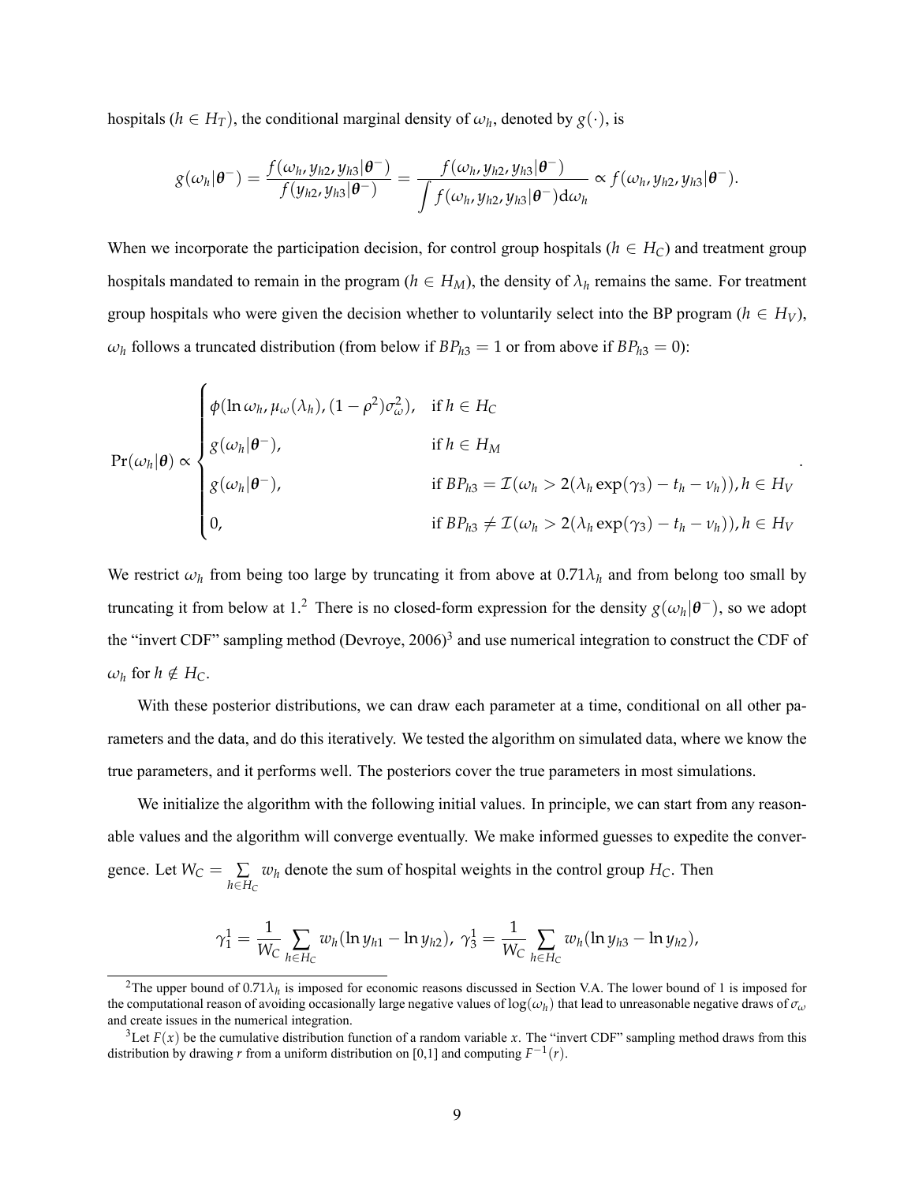hospitals ($h \in H_T$), the conditional marginal density of $\omega_h$, denoted by $g(\cdot)$, is

$$g(\omega_h|\boldsymbol{\theta}^-) = \frac{f(\omega_h, y_{h2}, y_{h3}|\boldsymbol{\theta}^-)}{f(y_{h2}, y_{h3}|\boldsymbol{\theta}^-)} = \frac{f(\omega_h, y_{h2}, y_{h3}|\boldsymbol{\theta}^-)}{\int f(\omega_h, y_{h2}, y_{h3}|\boldsymbol{\theta}^-)\mathrm{d}\omega_h} \propto f(\omega_h, y_{h2}, y_{h3}|\boldsymbol{\theta}^-).$$

When we incorporate the participation decision, for control group hospitals ($h \in H_C$) and treatment group hospitals mandated to remain in the program ($h \in H_M$), the density of $\lambda_h$ remains the same. For treatment group hospitals who were given the decision whether to voluntarily select into the BP program ($h \in H_V$), $\omega_h$ follows a truncated distribution (from below if $BP_{h3} = 1$ or from above if $BP_{h3} = 0$):

$$\Pr(\omega_h|\boldsymbol{\theta}) \propto \begin{cases} \phi(\ln \omega_h, \mu_\omega(\lambda_h), (1-\rho^2)\sigma_\omega^2), & \text{if } h \in H_C \\ g(\omega_h|\boldsymbol{\theta}^-), & \text{if } h \in H_M \\ g(\omega_h|\boldsymbol{\theta}^-), & \text{if } BP_{h3} = \mathcal{I}(\omega_h > 2(\lambda_h \exp(\gamma_3) - t_h - \nu_h)), h \in H_V \\ 0, & \text{if } BP_{h3} \neq \mathcal{I}(\omega_h > 2(\lambda_h \exp(\gamma_3) - t_h - \nu_h)), h \in H_V \end{cases}.$$

We restrict $\omega_h$ from being too large by truncating it from above at $0.71\lambda_h$ and from belong too small by truncating it from below at 1.[2] There is no closed-form expression for the density $g(\omega_h|\boldsymbol{\theta}^-)$, so we adopt the "invert CDF" sampling method (Devroye, 2006)[3] and use numerical integration to construct the CDF of $\omega_h$ for $h \notin H_C$.

With these posterior distributions, we can draw each parameter at a time, conditional on all other parameters and the data, and do this iteratively. We tested the algorithm on simulated data, where we know the true parameters, and it performs well. The posteriors cover the true parameters in most simulations.

We initialize the algorithm with the following initial values. In principle, we can start from any reasonable values and the algorithm will converge eventually. We make informed guesses to expedite the convergence. Let $W_C = \sum_{h \in H_C} w_h$ denote the sum of hospital weights in the control group $H_C$. Then

$$\gamma_1^1 = \frac{1}{W_C} \sum_{h \in H_C} w_h(\ln y_{h1} - \ln y_{h2}),\ \gamma_3^1 = \frac{1}{W_C} \sum_{h \in H_C} w_h(\ln y_{h3} - \ln y_{h2}),$$

[2] The upper bound of $0.71\lambda_h$ is imposed for economic reasons discussed in Section V.A. The lower bound of 1 is imposed for the computational reason of avoiding occasionally large negative values of $\log(\omega_h)$ that lead to unreasonable negative draws of $\sigma_\omega$ and create issues in the numerical integration.

[3] Let $F(x)$ be the cumulative distribution function of a random variable $x$. The "invert CDF" sampling method draws from this distribution by drawing $r$ from a uniform distribution on [0,1] and computing $F^{-1}(r)$.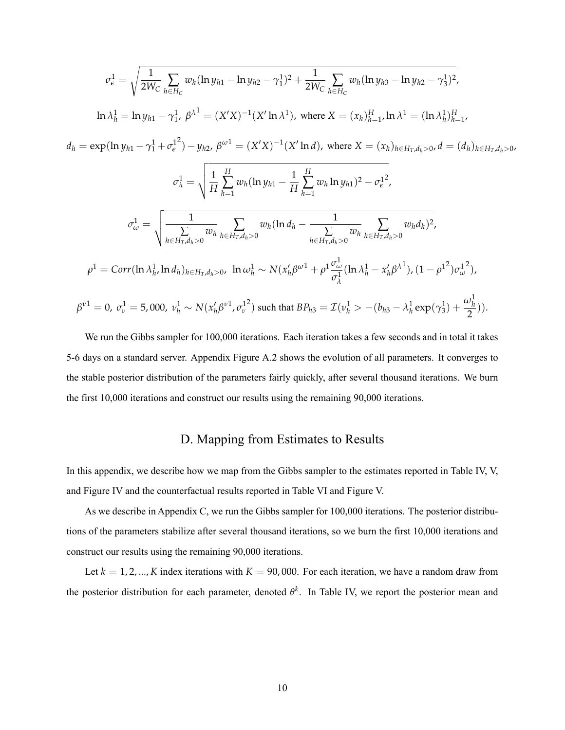$$\sigma_\epsilon^1 = \sqrt{\frac{1}{2W_C}\sum_{h\in H_C} w_h(\ln y_{h1} - \ln y_{h2} - \gamma_1^1)^2 + \frac{1}{2W_C}\sum_{h\in H_C} w_h(\ln y_{h3} - \ln y_{h2} - \gamma_3^1)^2},$$

$$\ln\lambda_h^1 = \ln y_{h1} - \gamma_1^1,\ \beta^{\lambda 1} = (X'X)^{-1}(X'\ln\lambda^1), \text{ where } X = (x_h)_{h=1}^H, \ln\lambda^1 = (\ln\lambda_h^1)_{h=1}^H,$$

$$d_h = \exp(\ln y_{h1} - \gamma_1^1 + {\sigma_\epsilon^1}^2) - y_{h2},\ \beta^{\omega 1} = (X'X)^{-1}(X'\ln d), \text{ where } X = (x_h)_{h\in H_T, d_h>0}, d = (d_h)_{h\in H_T, d_h>0},$$

$$\sigma_\lambda^1 = \sqrt{\frac{1}{H}\sum_{h=1}^H w_h(\ln y_{h1} - \frac{1}{H}\sum_{h=1}^H w_h \ln y_{h1})^2 - {\sigma_\epsilon^1}^2},$$

$$\sigma_\omega^1 = \sqrt{\frac{1}{\sum_{h\in H_T, d_h>0} w_h}\sum_{h\in H_T, d_h>0} w_h(\ln d_h - \frac{1}{\sum_{h\in H_T, d_h>0} w_h}\sum_{h\in H_T, d_h>0} w_h d_h)^2},$$

$$\rho^1 = Corr(\ln\lambda_h^1, \ln d_h)_{h\in H_T, d_h>0},\ \ln\omega_h^1 \sim N(x_h'\beta^{\omega 1} + \rho^1\frac{\sigma_\omega^1}{\sigma_\lambda^1}(\ln\lambda_h^1 - x_h'\beta^{\lambda 1}), (1-{\rho^1}^2){\sigma_\omega^1}^2),$$

$$\beta^{\nu 1} = 0,\ \sigma_\nu^1 = 5{,}000,\ \nu_h^1 \sim N(x_h'\beta^{\nu 1}, {\sigma_\nu^1}^2) \text{ such that } BP_{h3} = \mathcal{I}(\nu_h^1 > -(b_{h3} - \lambda_h^1\exp(\gamma_3^1) + \frac{\omega_h^1}{2})).$$

We run the Gibbs sampler for 100,000 iterations. Each iteration takes a few seconds and in total it takes 5-6 days on a standard server. Appendix Figure A.2 shows the evolution of all parameters. It converges to the stable posterior distribution of the parameters fairly quickly, after several thousand iterations. We burn the first 10,000 iterations and construct our results using the remaining 90,000 iterations.

## D. Mapping from Estimates to Results

In this appendix, we describe how we map from the Gibbs sampler to the estimates reported in Table IV, V, and Figure IV and the counterfactual results reported in Table VI and Figure V.

As we describe in Appendix C, we run the Gibbs sampler for 100,000 iterations. The posterior distributions of the parameters stabilize after several thousand iterations, so we burn the first 10,000 iterations and construct our results using the remaining 90,000 iterations.

Let $k = 1, 2, ..., K$ index iterations with $K = 90,000$. For each iteration, we have a random draw from the posterior distribution for each parameter, denoted $\theta^k$. In Table IV, we report the posterior mean and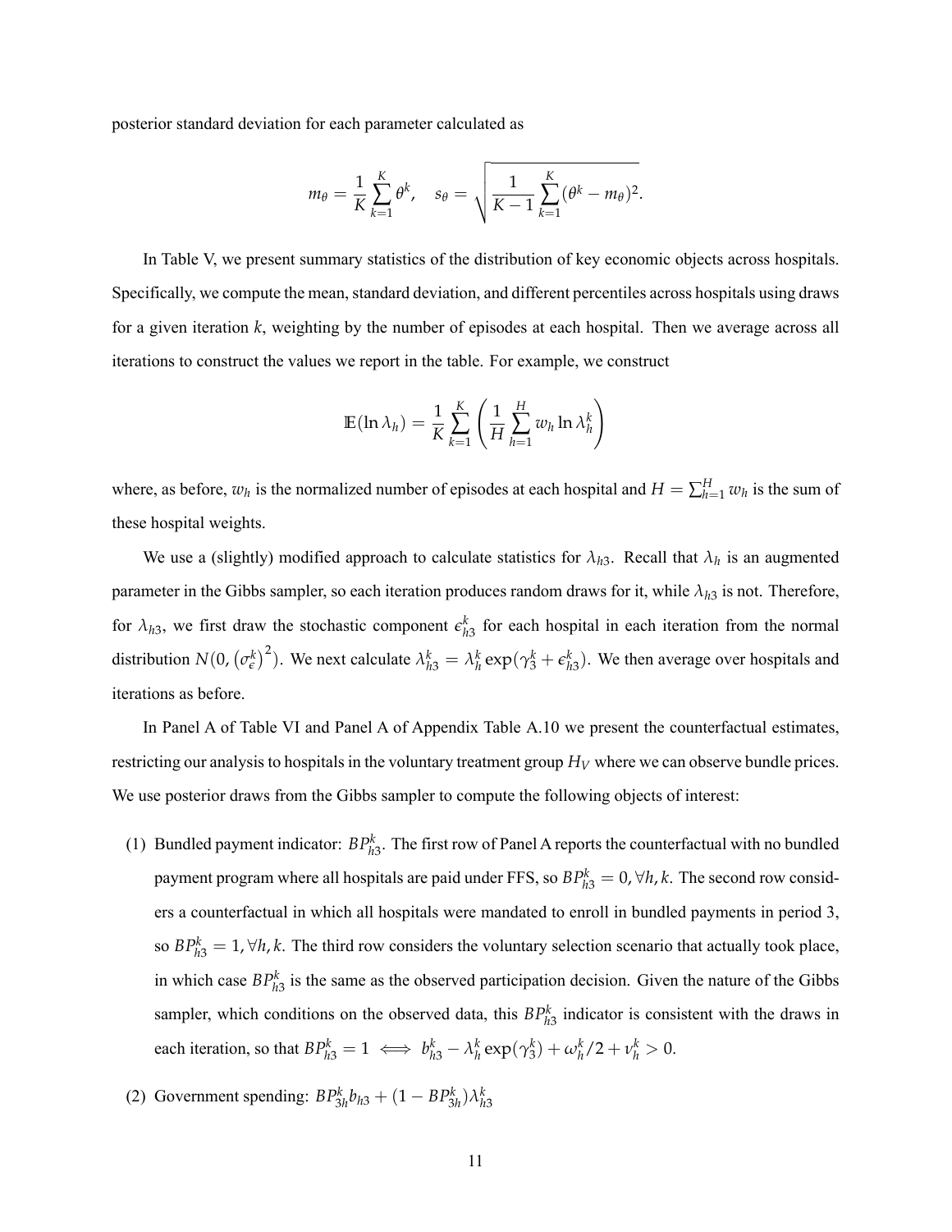posterior standard deviation for each parameter calculated as

$$m_\theta = \frac{1}{K}\sum_{k=1}^{K}\theta^k, \quad s_\theta = \sqrt{\frac{1}{K-1}\sum_{k=1}^{K}(\theta^k - m_\theta)^2}.$$

In Table V, we present summary statistics of the distribution of key economic objects across hospitals. Specifically, we compute the mean, standard deviation, and different percentiles across hospitals using draws for a given iteration $k$, weighting by the number of episodes at each hospital. Then we average across all iterations to construct the values we report in the table. For example, we construct

$$\mathbb{E}(\ln \lambda_h) = \frac{1}{K}\sum_{k=1}^{K}\left(\frac{1}{H}\sum_{h=1}^{H} w_h \ln \lambda_h^k\right)$$

where, as before, $w_h$ is the normalized number of episodes at each hospital and $H = \sum_{h=1}^{H} w_h$ is the sum of these hospital weights.

We use a (slightly) modified approach to calculate statistics for $\lambda_{h3}$. Recall that $\lambda_h$ is an augmented parameter in the Gibbs sampler, so each iteration produces random draws for it, while $\lambda_{h3}$ is not. Therefore, for $\lambda_{h3}$, we first draw the stochastic component $\epsilon_{h3}^k$ for each hospital in each iteration from the normal distribution $N(0, (\sigma_\epsilon^k)^2)$. We next calculate $\lambda_{h3}^k = \lambda_h^k \exp(\gamma_3^k + \epsilon_{h3}^k)$. We then average over hospitals and iterations as before.

In Panel A of Table VI and Panel A of Appendix Table A.10 we present the counterfactual estimates, restricting our analysis to hospitals in the voluntary treatment group $H_V$ where we can observe bundle prices. We use posterior draws from the Gibbs sampler to compute the following objects of interest:

(1) Bundled payment indicator: $BP_{h3}^k$. The first row of Panel A reports the counterfactual with no bundled payment program where all hospitals are paid under FFS, so $BP_{h3}^k = 0, \forall h, k$. The second row considers a counterfactual in which all hospitals were mandated to enroll in bundled payments in period 3, so $BP_{h3}^k = 1, \forall h, k$. The third row considers the voluntary selection scenario that actually took place, in which case $BP_{h3}^k$ is the same as the observed participation decision. Given the nature of the Gibbs sampler, which conditions on the observed data, this $BP_{h3}^k$ indicator is consistent with the draws in each iteration, so that $BP_{h3}^k = 1 \iff b_{h3}^k - \lambda_h^k \exp(\gamma_3^k) + \omega_h^k/2 + \nu_h^k > 0$.

(2) Government spending: $BP_{3h}^k b_{h3} + (1 - BP_{3h}^k)\lambda_{h3}^k$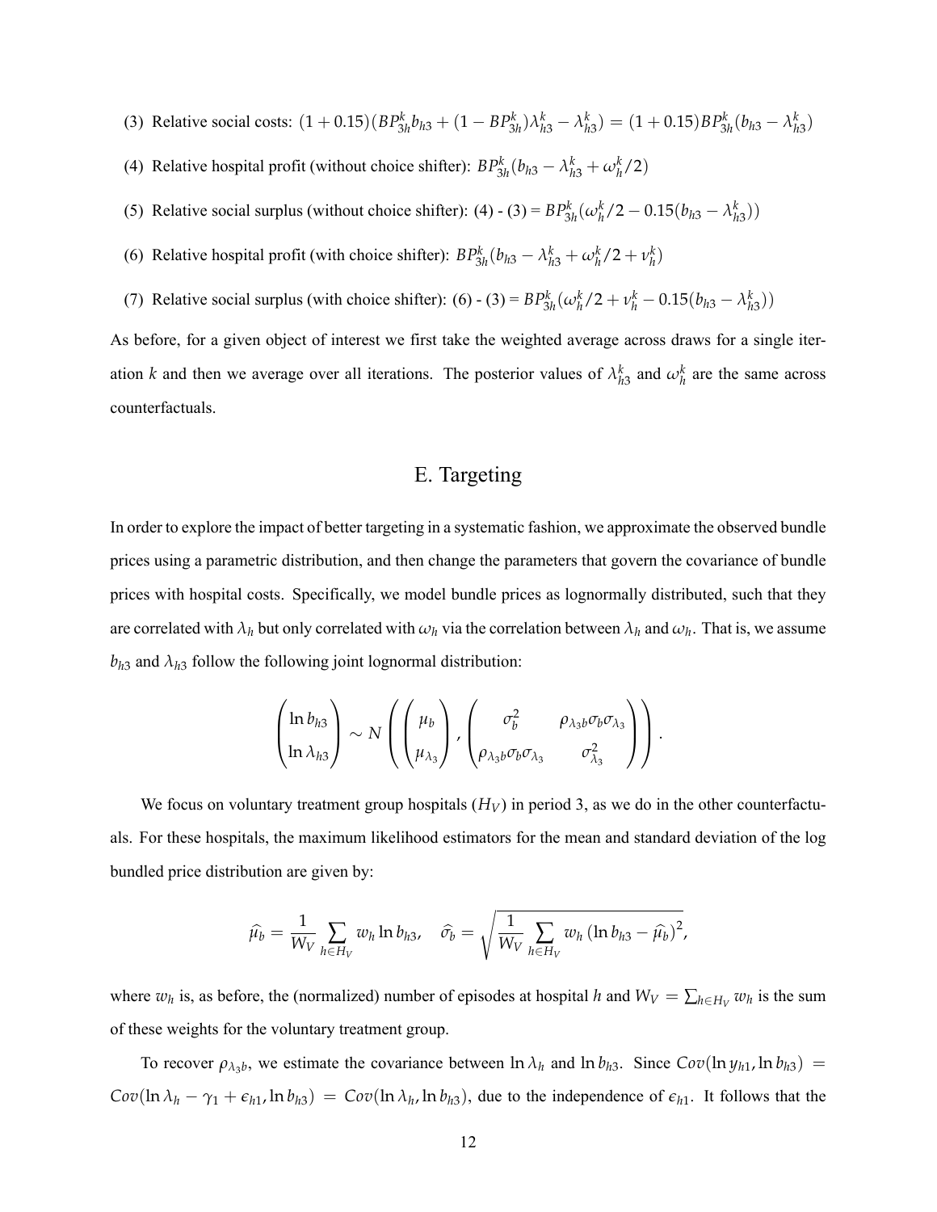(3) Relative social costs: $(1+0.15)(BP^k_{3h}b_{h3}+(1-BP^k_{3h})\lambda^k_{h3}-\lambda^k_{h3}) = (1+0.15)BP^k_{3h}(b_{h3}-\lambda^k_{h3})$

(4) Relative hospital profit (without choice shifter): $BP^k_{3h}(b_{h3}-\lambda^k_{h3}+\omega^k_h/2)$

(5) Relative social surplus (without choice shifter): (4) - (3) = $BP^k_{3h}(\omega^k_h/2-0.15(b_{h3}-\lambda^k_{h3}))$

(6) Relative hospital profit (with choice shifter): $BP^k_{3h}(b_{h3}-\lambda^k_{h3}+\omega^k_h/2+\nu^k_h)$

(7) Relative social surplus (with choice shifter): (6) - (3) = $BP^k_{3h}(\omega^k_h/2+\nu^k_h-0.15(b_{h3}-\lambda^k_{h3}))$

As before, for a given object of interest we first take the weighted average across draws for a single iteration $k$ and then we average over all iterations. The posterior values of $\lambda^k_{h3}$ and $\omega^k_h$ are the same across counterfactuals.

## E. Targeting

In order to explore the impact of better targeting in a systematic fashion, we approximate the observed bundle prices using a parametric distribution, and then change the parameters that govern the covariance of bundle prices with hospital costs. Specifically, we model bundle prices as lognormally distributed, such that they are correlated with $\lambda_h$ but only correlated with $\omega_h$ via the correlation between $\lambda_h$ and $\omega_h$. That is, we assume $b_{h3}$ and $\lambda_{h3}$ follow the following joint lognormal distribution:

$$\begin{pmatrix} \ln b_{h3} \\ \ln \lambda_{h3} \end{pmatrix} \sim N\left( \begin{pmatrix} \mu_b \\ \mu_{\lambda_3} \end{pmatrix}, \begin{pmatrix} \sigma_b^2 & \rho_{\lambda_3 b}\sigma_b\sigma_{\lambda_3} \\ \rho_{\lambda_3 b}\sigma_b\sigma_{\lambda_3} & \sigma_{\lambda_3}^2 \end{pmatrix} \right).$$

We focus on voluntary treatment group hospitals ($H_V$) in period 3, as we do in the other counterfactuals. For these hospitals, the maximum likelihood estimators for the mean and standard deviation of the log bundled price distribution are given by:

$$\widehat{\mu}_b = \frac{1}{W_V}\sum_{h\in H_V} w_h \ln b_{h3}, \quad \widehat{\sigma}_b = \sqrt{\frac{1}{W_V}\sum_{h\in H_V} w_h \left(\ln b_{h3} - \widehat{\mu}_b\right)^2},$$

where $w_h$ is, as before, the (normalized) number of episodes at hospital $h$ and $W_V = \sum_{h\in H_V} w_h$ is the sum of these weights for the voluntary treatment group.

To recover $\rho_{\lambda_3 b}$, we estimate the covariance between $\ln \lambda_h$ and $\ln b_{h3}$. Since $Cov(\ln y_{h1}, \ln b_{h3}) = Cov(\ln \lambda_h - \gamma_1 + \epsilon_{h1}, \ln b_{h3}) = Cov(\ln \lambda_h, \ln b_{h3})$, due to the independence of $\epsilon_{h1}$. It follows that the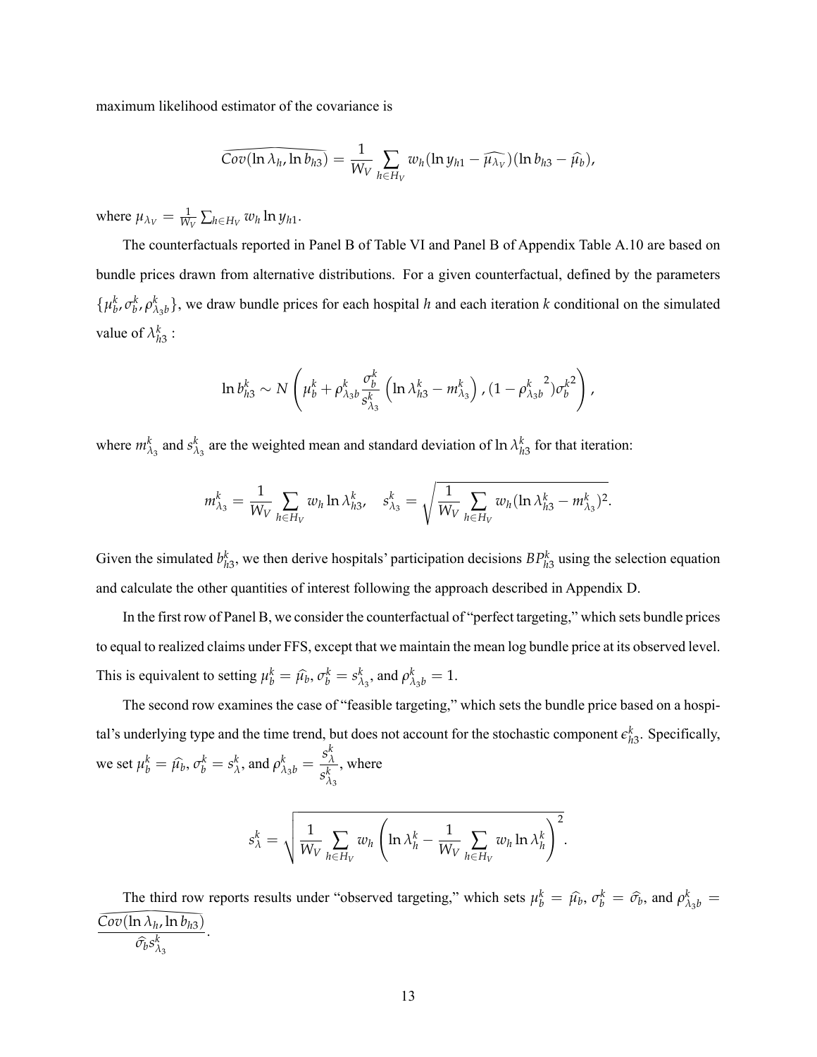maximum likelihood estimator of the covariance is

$$\widehat{Cov(\ln \lambda_h, \ln b_{h3})} = \frac{1}{W_V} \sum_{h \in H_V} w_h (\ln y_{h1} - \widehat{\mu_{\lambda_V}})(\ln b_{h3} - \widehat{\mu}_b),$$

where $\mu_{\lambda_V} = \frac{1}{W_V} \sum_{h \in H_V} w_h \ln y_{h1}$.

The counterfactuals reported in Panel B of Table VI and Panel B of Appendix Table A.10 are based on bundle prices drawn from alternative distributions. For a given counterfactual, defined by the parameters $\{\mu_b^k, \sigma_b^k, \rho_{\lambda_3 b}^k\}$, we draw bundle prices for each hospital $h$ and each iteration $k$ conditional on the simulated value of $\lambda_{h3}^k$ :

$$\ln b_{h3}^k \sim N\left(\mu_b^k + \rho_{\lambda_3 b}^k \frac{\sigma_b^k}{s_{\lambda_3}^k}\left(\ln \lambda_{h3}^k - m_{\lambda_3}^k\right), (1 - {\rho_{\lambda_3 b}^k}^2){\sigma_b^k}^2\right),$$

where $m_{\lambda_3}^k$ and $s_{\lambda_3}^k$ are the weighted mean and standard deviation of $\ln \lambda_{h3}^k$ for that iteration:

$$m_{\lambda_3}^k = \frac{1}{W_V} \sum_{h \in H_V} w_h \ln \lambda_{h3}^k, \quad s_{\lambda_3}^k = \sqrt{\frac{1}{W_V} \sum_{h \in H_V} w_h (\ln \lambda_{h3}^k - m_{\lambda_3}^k)^2}.$$

Given the simulated $b_{h3}^k$, we then derive hospitals' participation decisions $BP_{h3}^k$ using the selection equation and calculate the other quantities of interest following the approach described in Appendix D.

In the first row of Panel B, we consider the counterfactual of "perfect targeting," which sets bundle prices to equal to realized claims under FFS, except that we maintain the mean log bundle price at its observed level. This is equivalent to setting $\mu_b^k = \widehat{\mu}_b$, $\sigma_b^k = s_{\lambda_3}^k$, and $\rho_{\lambda_3 b}^k = 1$.

The second row examines the case of "feasible targeting," which sets the bundle price based on a hospital's underlying type and the time trend, but does not account for the stochastic component $\epsilon_{h3}^k$. Specifically, we set $\mu_b^k = \widehat{\mu}_b$, $\sigma_b^k = s_\lambda^k$, and $\rho_{\lambda_3 b}^k = \frac{s_\lambda^k}{s_{\lambda_3}^k}$, where

$$s_\lambda^k = \sqrt{\frac{1}{W_V} \sum_{h \in H_V} w_h \left(\ln \lambda_h^k - \frac{1}{W_V} \sum_{h \in H_V} w_h \ln \lambda_h^k\right)^2}.$$

The third row reports results under "observed targeting," which sets $\mu_b^k = \widehat{\mu}_b$, $\sigma_b^k = \widehat{\sigma}_b$, and $\rho_{\lambda_3 b}^k = \frac{\widehat{Cov(\ln \lambda_h, \ln b_{h3})}}{\widehat{\sigma}_b s_{\lambda_3}^k}$.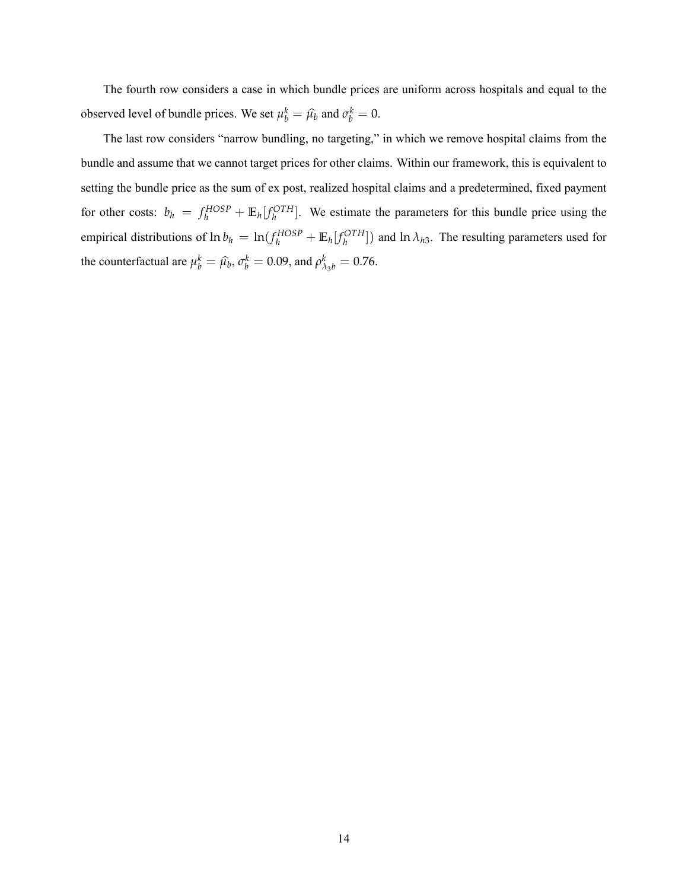The fourth row considers a case in which bundle prices are uniform across hospitals and equal to the observed level of bundle prices. We set $\mu_b^k = \widehat{\mu}_b$ and $\sigma_b^k = 0$.

The last row considers "narrow bundling, no targeting," in which we remove hospital claims from the bundle and assume that we cannot target prices for other claims. Within our framework, this is equivalent to setting the bundle price as the sum of ex post, realized hospital claims and a predetermined, fixed payment for other costs: $b_h = f_h^{HOSP} + \mathbb{E}_h[f_h^{OTH}]$. We estimate the parameters for this bundle price using the empirical distributions of $\ln b_h = \ln(f_h^{HOSP} + \mathbb{E}_h[f_h^{OTH}])$ and $\ln \lambda_{h3}$. The resulting parameters used for the counterfactual are $\mu_b^k = \widehat{\mu}_b$, $\sigma_b^k = 0.09$, and $\rho_{\lambda_3 b}^k = 0.76$.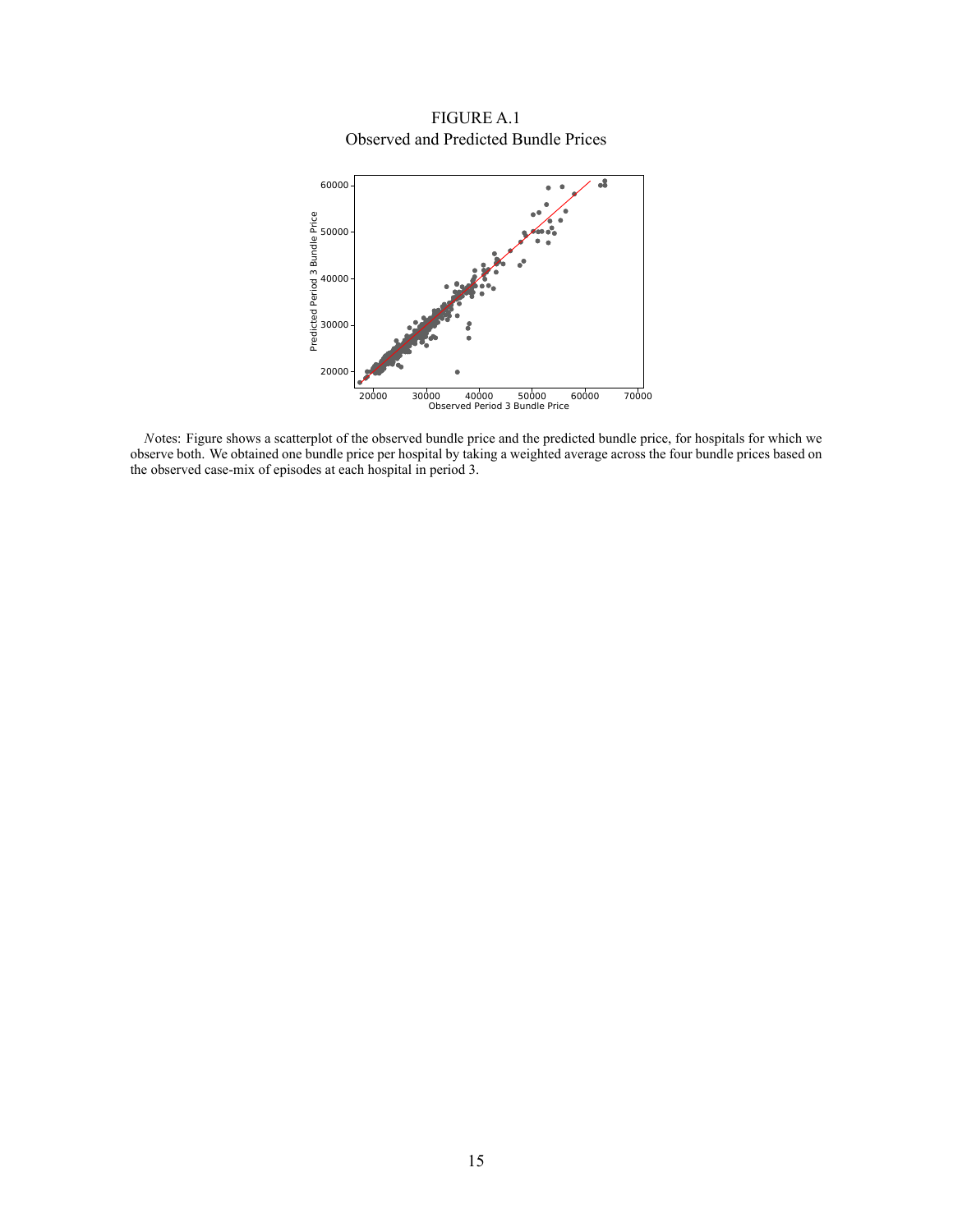FIGURE A.1

Observed and Predicted Bundle Prices

*N*otes: Figure shows a scatterplot of the observed bundle price and the predicted bundle price, for hospitals for which we observe both. We obtained one bundle price per hospital by taking a weighted average across the four bundle prices based on the observed case-mix of episodes at each hospital in period 3.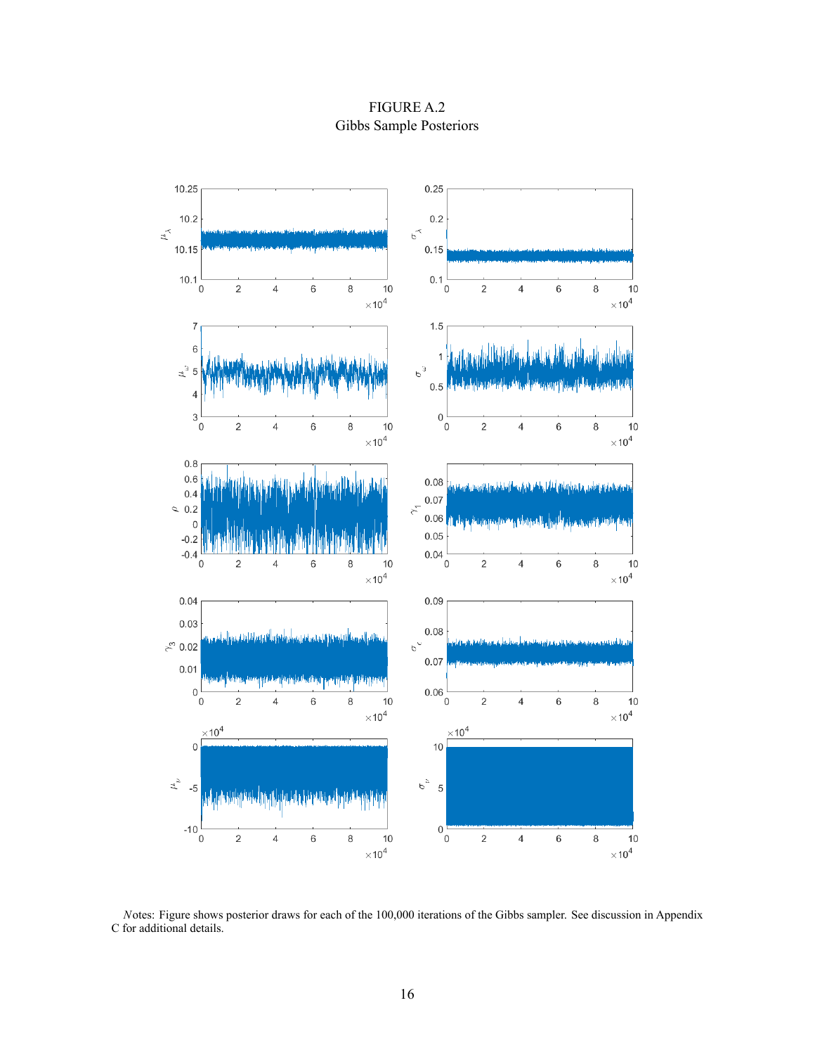FIGURE A.2
Gibbs Sample Posteriors

*N*otes: Figure shows posterior draws for each of the 100,000 iterations of the Gibbs sampler. See discussion in Appendix C for additional details.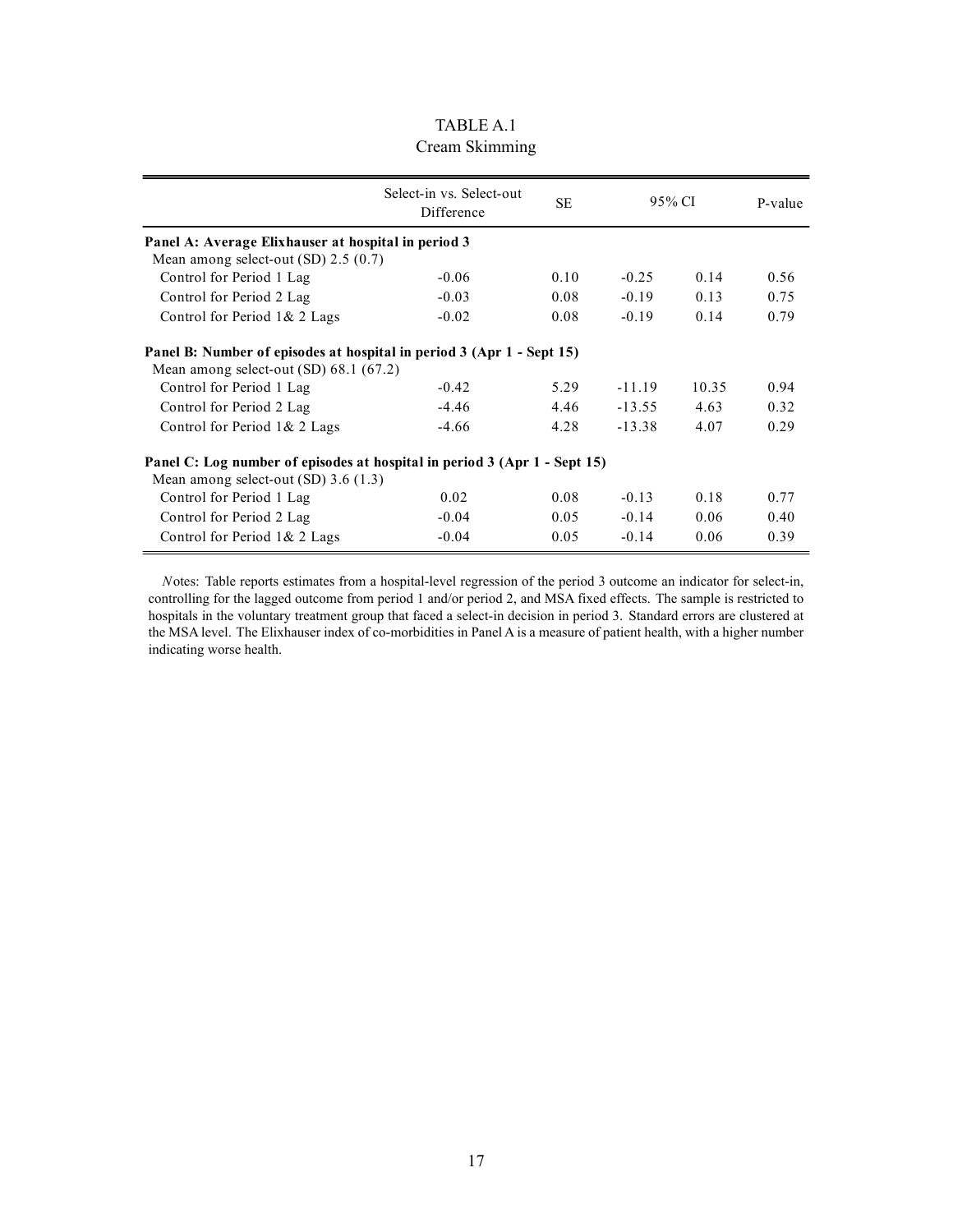# TABLE A.1

## Cream Skimming

| | Select-in vs. Select-out Difference | SE | 95% CI | | P-value |
|---|---|---|---|---|---|
| **Panel A: Average Elixhauser at hospital in period 3** | | | | | |
| Mean among select-out (SD) 2.5 (0.7) | | | | | |
| Control for Period 1 Lag | -0.06 | 0.10 | -0.25 | 0.14 | 0.56 |
| Control for Period 2 Lag | -0.03 | 0.08 | -0.19 | 0.13 | 0.75 |
| Control for Period 1& 2 Lags | -0.02 | 0.08 | -0.19 | 0.14 | 0.79 |
| **Panel B: Number of episodes at hospital in period 3 (Apr 1 - Sept 15)** | | | | | |
| Mean among select-out (SD) 68.1 (67.2) | | | | | |
| Control for Period 1 Lag | -0.42 | 5.29 | -11.19 | 10.35 | 0.94 |
| Control for Period 2 Lag | -4.46 | 4.46 | -13.55 | 4.63 | 0.32 |
| Control for Period 1& 2 Lags | -4.66 | 4.28 | -13.38 | 4.07 | 0.29 |
| **Panel C: Log number of episodes at hospital in period 3 (Apr 1 - Sept 15)** | | | | | |
| Mean among select-out (SD) 3.6 (1.3) | | | | | |
| Control for Period 1 Lag | 0.02 | 0.08 | -0.13 | 0.18 | 0.77 |
| Control for Period 2 Lag | -0.04 | 0.05 | -0.14 | 0.06 | 0.40 |
| Control for Period 1& 2 Lags | -0.04 | 0.05 | -0.14 | 0.06 | 0.39 |

*Notes*: Table reports estimates from a hospital-level regression of the period 3 outcome an indicator for select-in, controlling for the lagged outcome from period 1 and/or period 2, and MSA fixed effects. The sample is restricted to hospitals in the voluntary treatment group that faced a select-in decision in period 3. Standard errors are clustered at the MSA level. The Elixhauser index of co-morbidities in Panel A is a measure of patient health, with a higher number indicating worse health.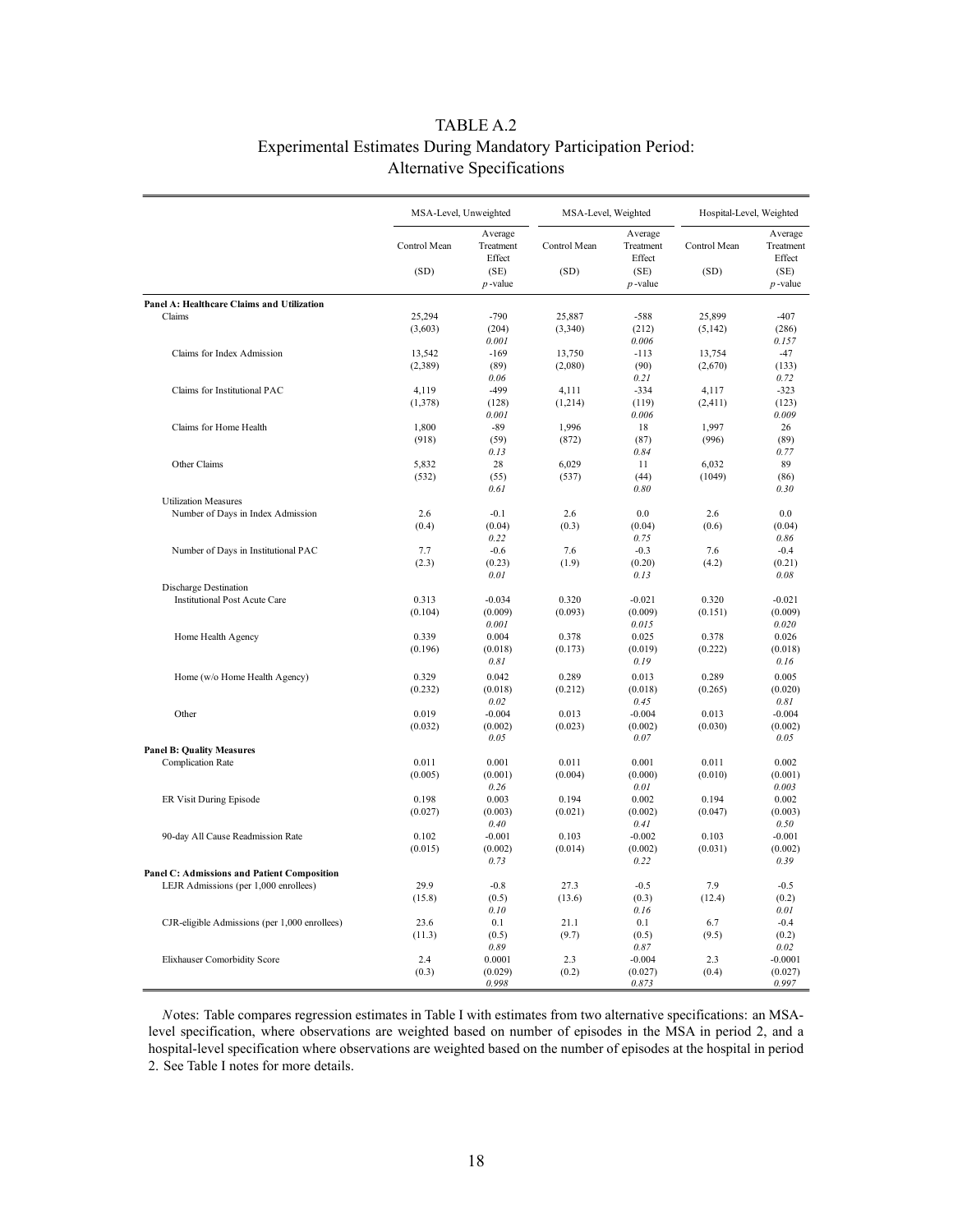# TABLE A.2
## Experimental Estimates During Mandatory Participation Period: Alternative Specifications

| | MSA-Level, Unweighted | | MSA-Level, Weighted | | Hospital-Level, Weighted | |
|---|---|---|---|---|---|---|
| | Control Mean (SD) | Average Treatment Effect (SE) *p*-value | Control Mean (SD) | Average Treatment Effect (SE) *p*-value | Control Mean (SD) | Average Treatment Effect (SE) *p*-value |
| **Panel A: Healthcare Claims and Utilization** | | | | | | |
| Claims | 25,294 | -790 | 25,887 | -588 | 25,899 | -407 |
| | (3,603) | (204) | (3,340) | (212) | (5,142) | (286) |
| | | *0.001* | | *0.006* | | *0.157* |
| Claims for Index Admission | 13,542 | -169 | 13,750 | -113 | 13,754 | -47 |
| | (2,389) | (89) | (2,080) | (90) | (2,670) | (133) |
| | | *0.06* | | *0.21* | | *0.72* |
| Claims for Institutional PAC | 4,119 | -499 | 4,111 | -334 | 4,117 | -323 |
| | (1,378) | (128) | (1,214) | (119) | (2,411) | (123) |
| | | *0.001* | | *0.006* | | *0.009* |
| Claims for Home Health | 1,800 | -89 | 1,996 | 18 | 1,997 | 26 |
| | (918) | (59) | (872) | (87) | (996) | (89) |
| | | *0.13* | | *0.84* | | *0.77* |
| Other Claims | 5,832 | 28 | 6,029 | 11 | 6,032 | 89 |
| | (532) | (55) | (537) | (44) | (1049) | (86) |
| | | *0.61* | | *0.80* | | *0.30* |
| Utilization Measures | | | | | | |
| Number of Days in Index Admission | 2.6 | -0.1 | 2.6 | 0.0 | 2.6 | 0.0 |
| | (0.4) | (0.04) | (0.3) | (0.04) | (0.6) | (0.04) |
| | | *0.22* | | *0.75* | | *0.86* |
| Number of Days in Institutional PAC | 7.7 | -0.6 | 7.6 | -0.3 | 7.6 | -0.4 |
| | (2.3) | (0.23) | (1.9) | (0.20) | (4.2) | (0.21) |
| | | *0.01* | | *0.13* | | *0.08* |
| Discharge Destination | | | | | | |
| Institutional Post Acute Care | 0.313 | -0.034 | 0.320 | -0.021 | 0.320 | -0.021 |
| | (0.104) | (0.009) | (0.093) | (0.009) | (0.151) | (0.009) |
| | | *0.001* | | *0.015* | | *0.020* |
| Home Health Agency | 0.339 | 0.004 | 0.378 | 0.025 | 0.378 | 0.026 |
| | (0.196) | (0.018) | (0.173) | (0.019) | (0.222) | (0.018) |
| | | *0.81* | | *0.19* | | *0.16* |
| Home (w/o Home Health Agency) | 0.329 | 0.042 | 0.289 | 0.013 | 0.289 | 0.005 |
| | (0.232) | (0.018) | (0.212) | (0.018) | (0.265) | (0.020) |
| | | *0.02* | | *0.45* | | *0.81* |
| Other | 0.019 | -0.004 | 0.013 | -0.004 | 0.013 | -0.004 |
| | (0.032) | (0.002) | (0.023) | (0.002) | (0.030) | (0.002) |
| | | *0.05* | | *0.07* | | *0.05* |
| **Panel B: Quality Measures** | | | | | | |
| Complication Rate | 0.011 | 0.001 | 0.011 | 0.001 | 0.011 | 0.002 |
| | (0.005) | (0.001) | (0.004) | (0.000) | (0.010) | (0.001) |
| | | *0.26* | | *0.01* | | *0.003* |
| ER Visit During Episode | 0.198 | 0.003 | 0.194 | 0.002 | 0.194 | 0.002 |
| | (0.027) | (0.003) | (0.021) | (0.002) | (0.047) | (0.003) |
| | | *0.40* | | *0.41* | | *0.50* |
| 90-day All Cause Readmission Rate | 0.102 | -0.001 | 0.103 | -0.002 | 0.103 | -0.001 |
| | (0.015) | (0.002) | (0.014) | (0.002) | (0.031) | (0.002) |
| | | *0.73* | | *0.22* | | *0.39* |
| **Panel C: Admissions and Patient Composition** | | | | | | |
| LEJR Admissions (per 1,000 enrollees) | 29.9 | -0.8 | 27.3 | -0.5 | 7.9 | -0.5 |
| | (15.8) | (0.5) | (13.6) | (0.3) | (12.4) | (0.2) |
| | | *0.10* | | *0.16* | | *0.01* |
| CJR-eligible Admissions (per 1,000 enrollees) | 23.6 | 0.1 | 21.1 | 0.1 | 6.7 | -0.4 |
| | (11.3) | (0.5) | (9.7) | (0.5) | (9.5) | (0.2) |
| | | *0.89* | | *0.87* | | *0.02* |
| Elixhauser Comorbidity Score | 2.4 | 0.0001 | 2.3 | -0.004 | 2.3 | -0.0001 |
| | (0.3) | (0.029) | (0.2) | (0.027) | (0.4) | (0.027) |
| | | *0.998* | | *0.873* | | *0.997* |

*N*otes: Table compares regression estimates in Table I with estimates from two alternative specifications: an MSA-level specification, where observations are weighted based on number of episodes in the MSA in period 2, and a hospital-level specification where observations are weighted based on the number of episodes at the hospital in period 2. See Table I notes for more details.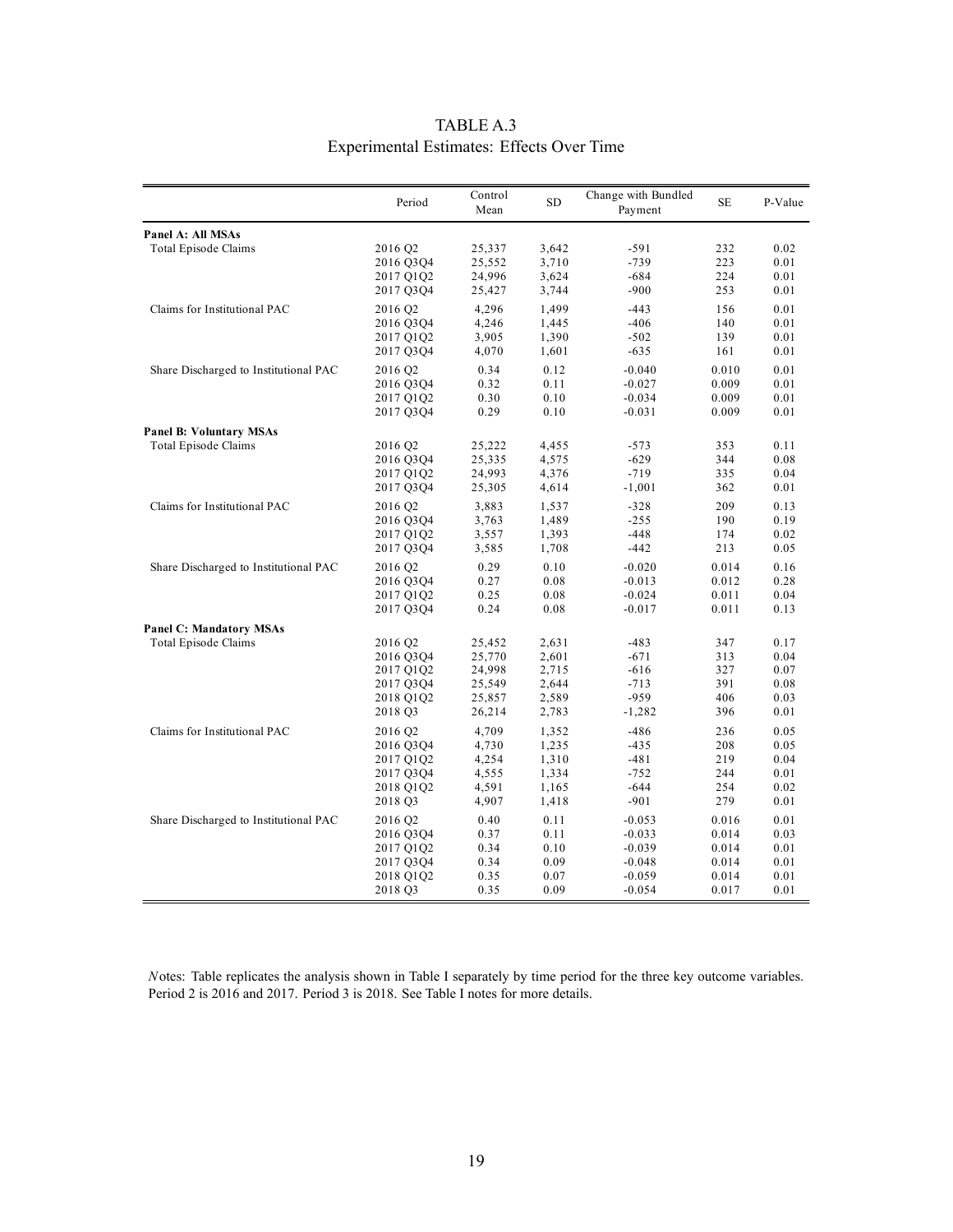# TABLE A.3
## Experimental Estimates: Effects Over Time

| | Period | Control Mean | SD | Change with Bundled Payment | SE | P-Value |
|---|---|---|---|---|---|---|
| **Panel A: All MSAs** | | | | | | |
| Total Episode Claims | 2016 Q2 | 25,337 | 3,642 | -591 | 232 | 0.02 |
| | 2016 Q3Q4 | 25,552 | 3,710 | -739 | 223 | 0.01 |
| | 2017 Q1Q2 | 24,996 | 3,624 | -684 | 224 | 0.01 |
| | 2017 Q3Q4 | 25,427 | 3,744 | -900 | 253 | 0.01 |
| Claims for Institutional PAC | 2016 Q2 | 4,296 | 1,499 | -443 | 156 | 0.01 |
| | 2016 Q3Q4 | 4,246 | 1,445 | -406 | 140 | 0.01 |
| | 2017 Q1Q2 | 3,905 | 1,390 | -502 | 139 | 0.01 |
| | 2017 Q3Q4 | 4,070 | 1,601 | -635 | 161 | 0.01 |
| Share Discharged to Institutional PAC | 2016 Q2 | 0.34 | 0.12 | -0.040 | 0.010 | 0.01 |
| | 2016 Q3Q4 | 0.32 | 0.11 | -0.027 | 0.009 | 0.01 |
| | 2017 Q1Q2 | 0.30 | 0.10 | -0.034 | 0.009 | 0.01 |
| | 2017 Q3Q4 | 0.29 | 0.10 | -0.031 | 0.009 | 0.01 |
| **Panel B: Voluntary MSAs** | | | | | | |
| Total Episode Claims | 2016 Q2 | 25,222 | 4,455 | -573 | 353 | 0.11 |
| | 2016 Q3Q4 | 25,335 | 4,575 | -629 | 344 | 0.08 |
| | 2017 Q1Q2 | 24,993 | 4,376 | -719 | 335 | 0.04 |
| | 2017 Q3Q4 | 25,305 | 4,614 | -1,001 | 362 | 0.01 |
| Claims for Institutional PAC | 2016 Q2 | 3,883 | 1,537 | -328 | 209 | 0.13 |
| | 2016 Q3Q4 | 3,763 | 1,489 | -255 | 190 | 0.19 |
| | 2017 Q1Q2 | 3,557 | 1,393 | -448 | 174 | 0.02 |
| | 2017 Q3Q4 | 3,585 | 1,708 | -442 | 213 | 0.05 |
| Share Discharged to Institutional PAC | 2016 Q2 | 0.29 | 0.10 | -0.020 | 0.014 | 0.16 |
| | 2016 Q3Q4 | 0.27 | 0.08 | -0.013 | 0.012 | 0.28 |
| | 2017 Q1Q2 | 0.25 | 0.08 | -0.024 | 0.011 | 0.04 |
| | 2017 Q3Q4 | 0.24 | 0.08 | -0.017 | 0.011 | 0.13 |
| **Panel C: Mandatory MSAs** | | | | | | |
| Total Episode Claims | 2016 Q2 | 25,452 | 2,631 | -483 | 347 | 0.17 |
| | 2016 Q3Q4 | 25,770 | 2,601 | -671 | 313 | 0.04 |
| | 2017 Q1Q2 | 24,998 | 2,715 | -616 | 327 | 0.07 |
| | 2017 Q3Q4 | 25,549 | 2,644 | -713 | 391 | 0.08 |
| | 2018 Q1Q2 | 25,857 | 2,589 | -959 | 406 | 0.03 |
| | 2018 Q3 | 26,214 | 2,783 | -1,282 | 396 | 0.01 |
| Claims for Institutional PAC | 2016 Q2 | 4,709 | 1,352 | -486 | 236 | 0.05 |
| | 2016 Q3Q4 | 4,730 | 1,235 | -435 | 208 | 0.05 |
| | 2017 Q1Q2 | 4,254 | 1,310 | -481 | 219 | 0.04 |
| | 2017 Q3Q4 | 4,555 | 1,334 | -752 | 244 | 0.01 |
| | 2018 Q1Q2 | 4,591 | 1,165 | -644 | 254 | 0.02 |
| | 2018 Q3 | 4,907 | 1,418 | -901 | 279 | 0.01 |
| Share Discharged to Institutional PAC | 2016 Q2 | 0.40 | 0.11 | -0.053 | 0.016 | 0.01 |
| | 2016 Q3Q4 | 0.37 | 0.11 | -0.033 | 0.014 | 0.03 |
| | 2017 Q1Q2 | 0.34 | 0.10 | -0.039 | 0.014 | 0.01 |
| | 2017 Q3Q4 | 0.34 | 0.09 | -0.048 | 0.014 | 0.01 |
| | 2018 Q1Q2 | 0.35 | 0.07 | -0.059 | 0.014 | 0.01 |
| | 2018 Q3 | 0.35 | 0.09 | -0.054 | 0.017 | 0.01 |

*N*otes: Table replicates the analysis shown in Table I separately by time period for the three key outcome variables. Period 2 is 2016 and 2017. Period 3 is 2018. See Table I notes for more details.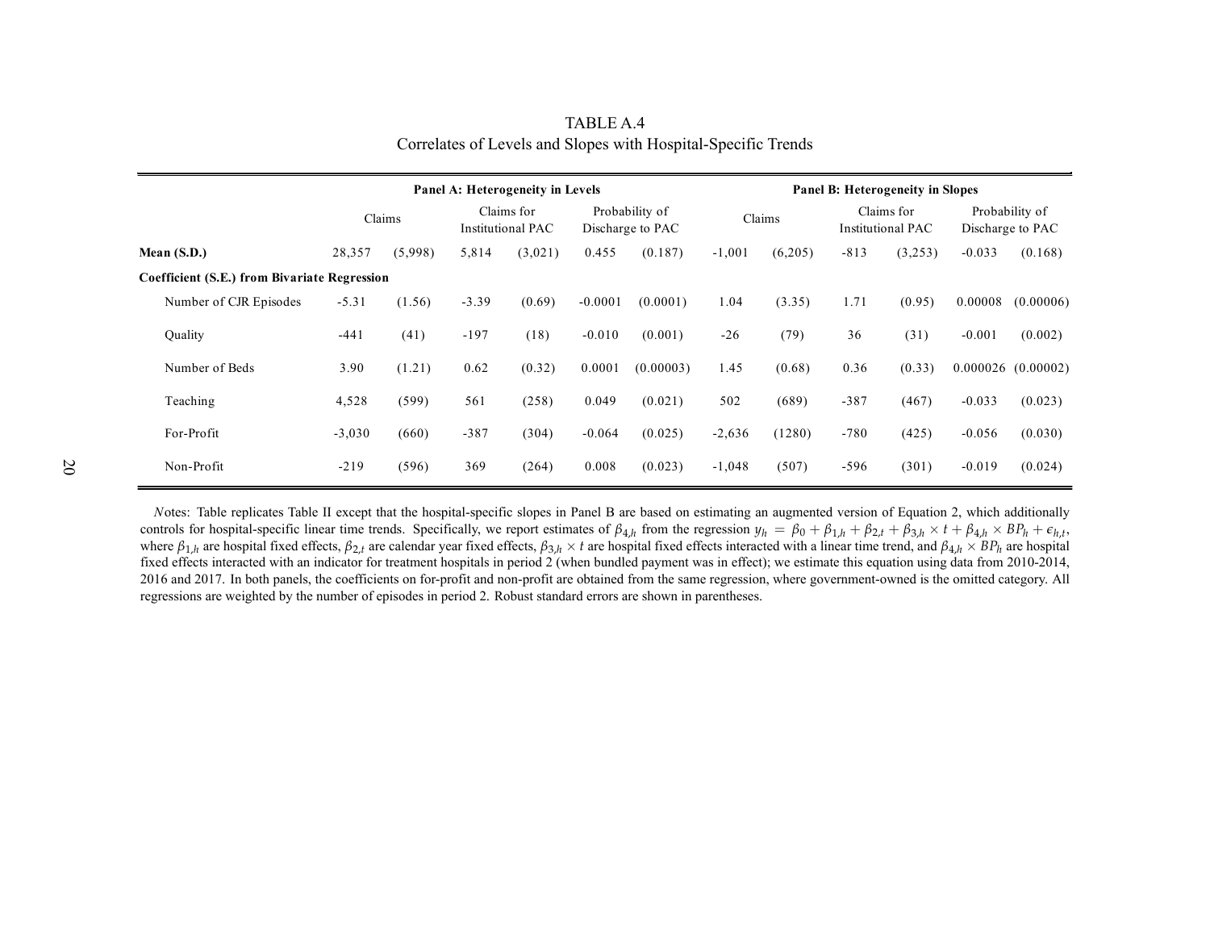# TABLE A.4

## Correlates of Levels and Slopes with Hospital-Specific Trends

| | Panel A: Heterogeneity in Levels | | | | | | Panel B: Heterogeneity in Slopes | | | | | |
|---|---|---|---|---|---|---|---|---|---|---|---|---|
| | Claims | | Claims for Institutional PAC | | Probability of Discharge to PAC | | Claims | | Claims for Institutional PAC | | Probability of Discharge to PAC | |
| **Mean (S.D.)** | 28,357 | (5,998) | 5,814 | (3,021) | 0.455 | (0.187) | -1,001 | (6,205) | -813 | (3,253) | -0.033 | (0.168) |
| **Coefficient (S.E.) from Bivariate Regression** | | | | | | | | | | | | |
| Number of CJR Episodes | -5.31 | (1.56) | -3.39 | (0.69) | -0.0001 | (0.0001) | 1.04 | (3.35) | 1.71 | (0.95) | 0.00008 | (0.00006) |
| Quality | -441 | (41) | -197 | (18) | -0.010 | (0.001) | -26 | (79) | 36 | (31) | -0.001 | (0.002) |
| Number of Beds | 3.90 | (1.21) | 0.62 | (0.32) | 0.0001 | (0.00003) | 1.45 | (0.68) | 0.36 | (0.33) | 0.000026 | (0.00002) |
| Teaching | 4,528 | (599) | 561 | (258) | 0.049 | (0.021) | 502 | (689) | -387 | (467) | -0.033 | (0.023) |
| For-Profit | -3,030 | (660) | -387 | (304) | -0.064 | (0.025) | -2,636 | (1280) | -780 | (425) | -0.056 | (0.030) |
| Non-Profit | -219 | (596) | 369 | (264) | 0.008 | (0.023) | -1,048 | (507) | -596 | (301) | -0.019 | (0.024) |

*N*otes: Table replicates Table II except that the hospital-specific slopes in Panel B are based on estimating an augmented version of Equation 2, which additionally controls for hospital-specific linear time trends. Specifically, we report estimates of $\beta_{4,h}$ from the regression $y_h = \beta_0 + \beta_{1,h} + \beta_{2,t} + \beta_{3,h} \times t + \beta_{4,h} \times BP_h + \epsilon_{h,t}$, where $\beta_{1,h}$ are hospital fixed effects, $\beta_{2,t}$ are calendar year fixed effects, $\beta_{3,h} \times t$ are hospital fixed effects interacted with a linear time trend, and $\beta_{4,h} \times BP_h$ are hospital fixed effects interacted with an indicator for treatment hospitals in period 2 (when bundled payment was in effect); we estimate this equation using data from 2010-2014, 2016 and 2017. In both panels, the coefficients on for-profit and non-profit are obtained from the same regression, where government-owned is the omitted category. All regressions are weighted by the number of episodes in period 2. Robust standard errors are shown in parentheses.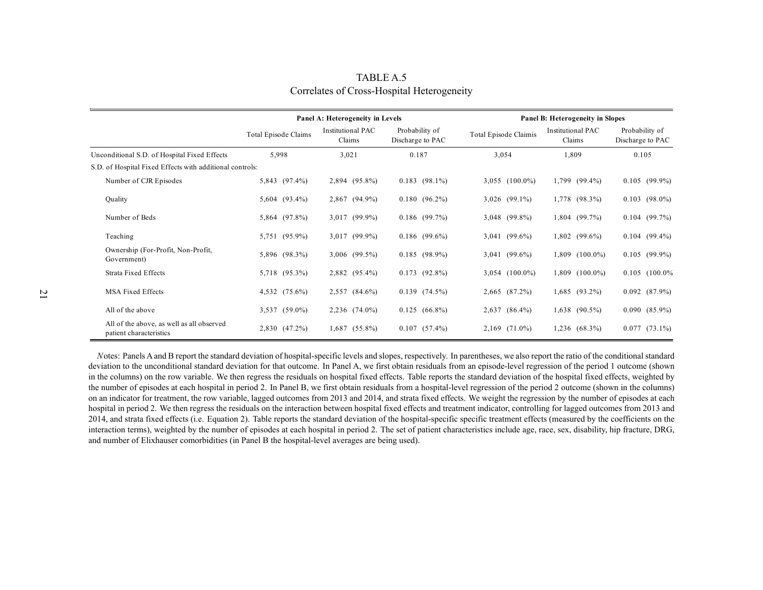# TABLE A.5

## Correlates of Cross-Hospital Heterogeneity

| | **Panel A: Heterogeneity in Levels** | | | **Panel B: Heterogeneity in Slopes** | | |
|---|---|---|---|---|---|---|
| | Total Episode Claims | Institutional PAC Claims | Probability of Discharge to PAC | Total Episode Claimis | Institutional PAC Claims | Probability of Discharge to PAC |
| Unconditional S.D. of Hospital Fixed Effects | 5,998 | 3,021 | 0.187 | 3,054 | 1,809 | 0.105 |
| S.D. of Hospital Fixed Effects with additional controls: | | | | | | |
| Number of CJR Episodes | 5,843 (97.4%) | 2,894 (95.8%) | 0.183 (98.1%) | 3,055 (100.0%) | 1,799 (99.4%) | 0.105 (99.9%) |
| Quality | 5,604 (93.4%) | 2,867 (94.9%) | 0.180 (96.2%) | 3,026 (99.1%) | 1,778 (98.3%) | 0.103 (98.0%) |
| Number of Beds | 5,864 (97.8%) | 3,017 (99.9%) | 0.186 (99.7%) | 3,048 (99.8%) | 1,804 (99.7%) | 0.104 (99.7%) |
| Teaching | 5,751 (95.9%) | 3,017 (99.9%) | 0.186 (99.6%) | 3,041 (99.6%) | 1,802 (99.6%) | 0.104 (99.4%) |
| Ownership (For-Profit, Non-Profit, Government) | 5,896 (98.3%) | 3,006 (99.5%) | 0.185 (98.9%) | 3,041 (99.6%) | 1,809 (100.0%) | 0.105 (99.9%) |
| Strata Fixed Effects | 5,718 (95.3%) | 2,882 (95.4%) | 0.173 (92.8%) | 3,054 (100.0%) | 1,809 (100.0%) | 0.105 (100.0% |
| MSA Fixed Effects | 4,532 (75.6%) | 2,557 (84.6%) | 0.139 (74.5%) | 2,665 (87.2%) | 1,685 (93.2%) | 0.092 (87.9%) |
| All of the above | 3,537 (59.0%) | 2,236 (74.0%) | 0.125 (66.8%) | 2,637 (86.4%) | 1,638 (90.5%) | 0.090 (85.9%) |
| All of the above, as well as all observed patient characteristics | 2,830 (47.2%) | 1,687 (55.8%) | 0.107 (57.4%) | 2,169 (71.0%) | 1,236 (68.3%) | 0.077 (73.1%) |

*N*otes: Panels A and B report the standard deviation of hospital-specific levels and slopes, respectively. In parentheses, we also report the ratio of the conditional standard deviation to the unconditional standard deviation for that outcome. In Panel A, we first obtain residuals from an episode-level regression of the period 1 outcome (shown in the columns) on the row variable. We then regress the residuals on hospital fixed effects. Table reports the standard deviation of the hospital fixed effects, weighted by the number of episodes at each hospital in period 2. In Panel B, we first obtain residuals from a hospital-level regression of the period 2 outcome (shown in the columns) on an indicator for treatment, the row variable, lagged outcomes from 2013 and 2014, and strata fixed effects. We weight the regression by the number of episodes at each hospital in period 2. We then regress the residuals on the interaction between hospital fixed effects and treatment indicator, controlling for lagged outcomes from 2013 and 2014, and strata fixed effects (i.e. Equation 2). Table reports the standard deviation of the hospital-specific specific treatment effects (measured by the coefficients on the interaction terms), weighted by the number of episodes at each hospital in period 2. The set of patient characteristics include age, race, sex, disability, hip fracture, DRG, and number of Elixhauser comorbidities (in Panel B the hospital-level averages are being used).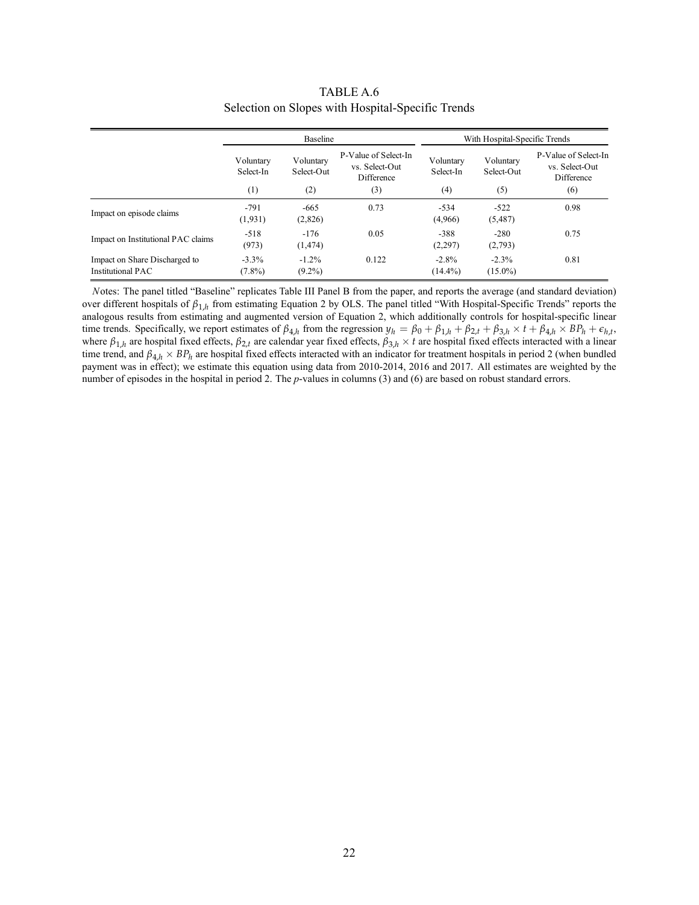# TABLE A.6

## Selection on Slopes with Hospital-Specific Trends

| | Baseline | | | With Hospital-Specific Trends | | |
|---|---|---|---|---|---|---|
| | Voluntary Select-In | Voluntary Select-Out | P-Value of Select-In vs. Select-Out Difference | Voluntary Select-In | Voluntary Select-Out | P-Value of Select-In vs. Select-Out Difference |
| | (1) | (2) | (3) | (4) | (5) | (6) |
| Impact on episode claims | -791<br>(1,931) | -665<br>(2,826) | 0.73 | -534<br>(4,966) | -522<br>(5,487) | 0.98 |
| Impact on Institutional PAC claims | -518<br>(973) | -176<br>(1,474) | 0.05 | -388<br>(2,297) | -280<br>(2,793) | 0.75 |
| Impact on Share Discharged to Institutional PAC | -3.3%<br>(7.8%) | -1.2%<br>(9.2%) | 0.122 | -2.8%<br>(14.4%) | -2.3%<br>(15.0%) | 0.81 |

*N*otes: The panel titled "Baseline" replicates Table III Panel B from the paper, and reports the average (and standard deviation) over different hospitals of $\beta_{1,h}$ from estimating Equation 2 by OLS. The panel titled "With Hospital-Specific Trends" reports the analogous results from estimating and augmented version of Equation 2, which additionally controls for hospital-specific linear time trends. Specifically, we report estimates of $\beta_{4,h}$ from the regression $y_h = \beta_0 + \beta_{1,h} + \beta_{2,t} + \beta_{3,h} \times t + \beta_{4,h} \times BP_h + \epsilon_{h,t}$, where $\beta_{1,h}$ are hospital fixed effects, $\beta_{2,t}$ are calendar year fixed effects, $\beta_{3,h} \times t$ are hospital fixed effects interacted with a linear time trend, and $\beta_{4,h} \times BP_h$ are hospital fixed effects interacted with an indicator for treatment hospitals in period 2 (when bundled payment was in effect); we estimate this equation using data from 2010-2014, 2016 and 2017. All estimates are weighted by the number of episodes in the hospital in period 2. The *p*-values in columns (3) and (6) are based on robust standard errors.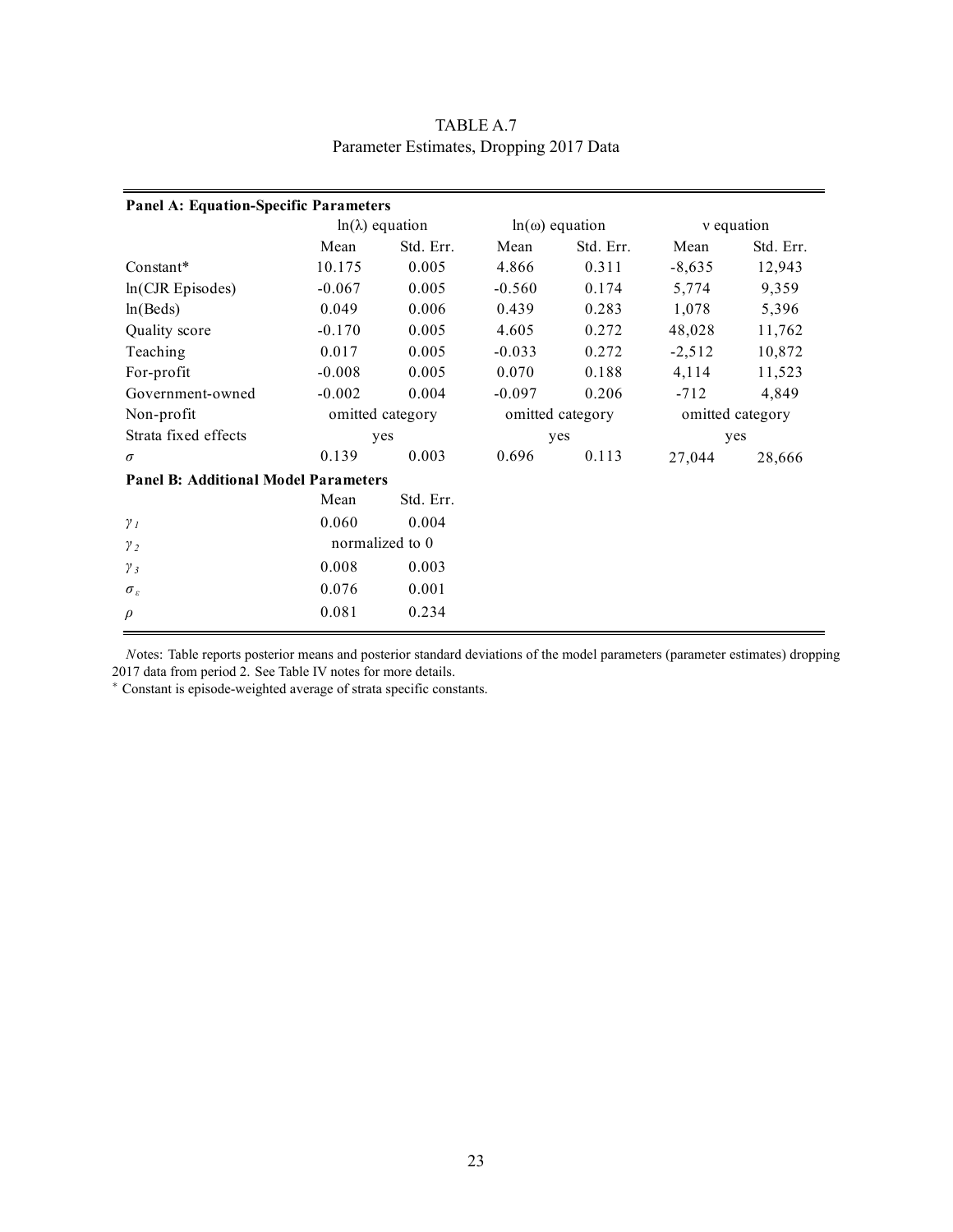TABLE A.7
Parameter Estimates, Dropping 2017 Data

| **Panel A: Equation-Specific Parameters** | | | | | | |
|---|---|---|---|---|---|---|
| | $\ln(\lambda)$ equation | | $\ln(\omega)$ equation | | $\nu$ equation | |
| | Mean | Std. Err. | Mean | Std. Err. | Mean | Std. Err. |
| Constant* | 10.175 | 0.005 | 4.866 | 0.311 | -8,635 | 12,943 |
| ln(CJR Episodes) | -0.067 | 0.005 | -0.560 | 0.174 | 5,774 | 9,359 |
| ln(Beds) | 0.049 | 0.006 | 0.439 | 0.283 | 1,078 | 5,396 |
| Quality score | -0.170 | 0.005 | 4.605 | 0.272 | 48,028 | 11,762 |
| Teaching | 0.017 | 0.005 | -0.033 | 0.272 | -2,512 | 10,872 |
| For-profit | -0.008 | 0.005 | 0.070 | 0.188 | 4,114 | 11,523 |
| Government-owned | -0.002 | 0.004 | -0.097 | 0.206 | -712 | 4,849 |
| Non-profit | omitted category | | omitted category | | omitted category | |
| Strata fixed effects | yes | | yes | | yes | |
| $\sigma$ | 0.139 | 0.003 | 0.696 | 0.113 | 27,044 | 28,666 |
| **Panel B: Additional Model Parameters** | | | | | | |
| | Mean | Std. Err. | | | | |
| $\gamma_1$ | 0.060 | 0.004 | | | | |
| $\gamma_2$ | normalized to 0 | | | | | |
| $\gamma_3$ | 0.008 | 0.003 | | | | |
| $\sigma_\varepsilon$ | 0.076 | 0.001 | | | | |
| $\rho$ | 0.081 | 0.234 | | | | |

*N*otes: Table reports posterior means and posterior standard deviations of the model parameters (parameter estimates) dropping 2017 data from period 2. See Table IV notes for more details.
* Constant is episode-weighted average of strata specific constants.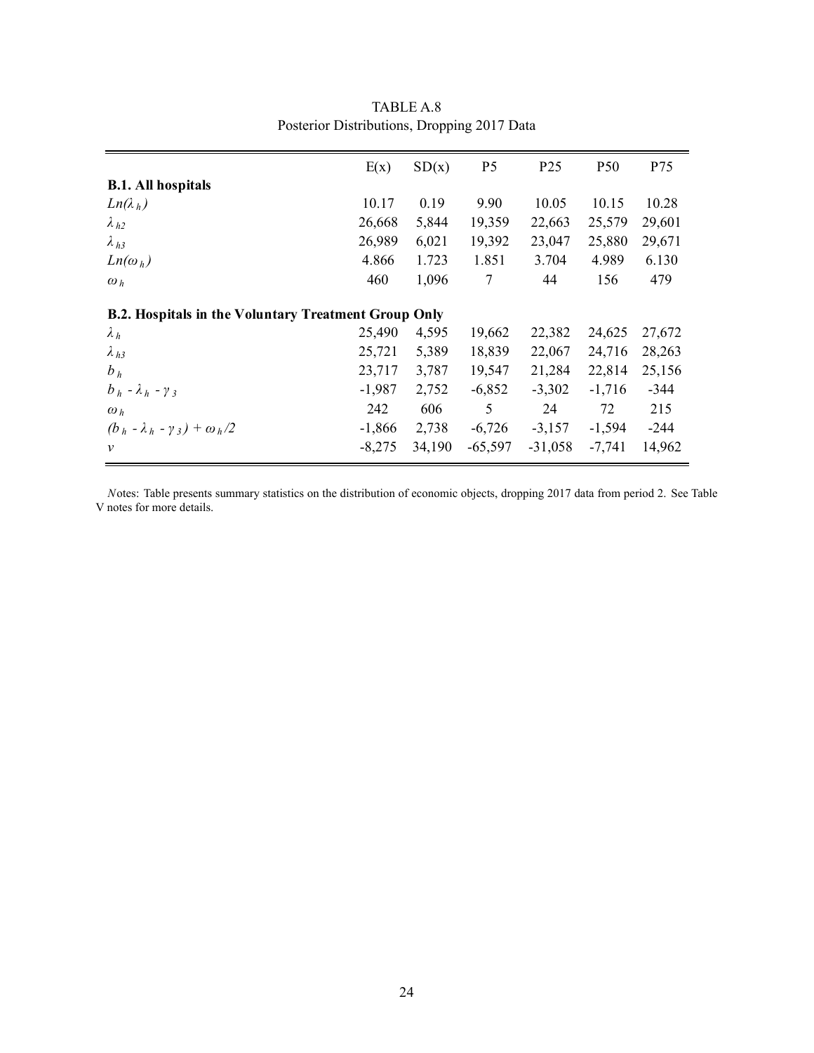TABLE A.8
Posterior Distributions, Dropping 2017 Data

| | E(x) | SD(x) | P5 | P25 | P50 | P75 |
|---|---|---|---|---|---|---|
| **B.1. All hospitals** | | | | | | |
| $Ln(\lambda_h)$ | 10.17 | 0.19 | 9.90 | 10.05 | 10.15 | 10.28 |
| $\lambda_{h2}$ | 26,668 | 5,844 | 19,359 | 22,663 | 25,579 | 29,601 |
| $\lambda_{h3}$ | 26,989 | 6,021 | 19,392 | 23,047 | 25,880 | 29,671 |
| $Ln(\omega_h)$ | 4.866 | 1.723 | 1.851 | 3.704 | 4.989 | 6.130 |
| $\omega_h$ | 460 | 1,096 | 7 | 44 | 156 | 479 |
| **B.2. Hospitals in the Voluntary Treatment Group Only** | | | | | | |
| $\lambda_h$ | 25,490 | 4,595 | 19,662 | 22,382 | 24,625 | 27,672 |
| $\lambda_{h3}$ | 25,721 | 5,389 | 18,839 | 22,067 | 24,716 | 28,263 |
| $b_h$ | 23,717 | 3,787 | 19,547 | 21,284 | 22,814 | 25,156 |
| $b_h - \lambda_h - \gamma_3$ | -1,987 | 2,752 | -6,852 | -3,302 | -1,716 | -344 |
| $\omega_h$ | 242 | 606 | 5 | 24 | 72 | 215 |
| $(b_h - \lambda_h - \gamma_3) + \omega_h/2$ | -1,866 | 2,738 | -6,726 | -3,157 | -1,594 | -244 |
| $v$ | -8,275 | 34,190 | -65,597 | -31,058 | -7,741 | 14,962 |

*N*otes: Table presents summary statistics on the distribution of economic objects, dropping 2017 data from period 2. See Table V notes for more details.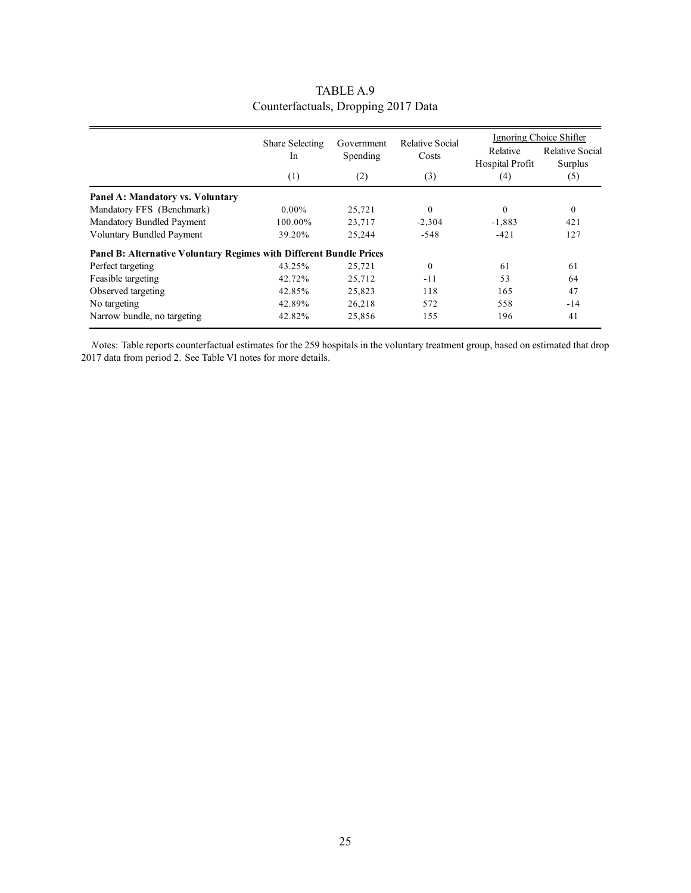TABLE A.9
Counterfactuals, Dropping 2017 Data

| | Share Selecting In | Government Spending | Relative Social Costs | Ignoring Choice Shifter | |
|---|---|---|---|---|---|
| | | | | Relative Hospital Profit | Relative Social Surplus |
| | (1) | (2) | (3) | (4) | (5) |
| **Panel A: Mandatory vs. Voluntary** | | | | | |
| Mandatory FFS (Benchmark) | 0.00% | 25,721 | 0 | 0 | 0 |
| Mandatory Bundled Payment | 100.00% | 23,717 | -2,304 | -1,883 | 421 |
| Voluntary Bundled Payment | 39.20% | 25,244 | -548 | -421 | 127 |
| **Panel B: Alternative Voluntary Regimes with Different Bundle Prices** | | | | | |
| Perfect targeting | 43.25% | 25,721 | 0 | 61 | 61 |
| Feasible targeting | 42.72% | 25,712 | -11 | 53 | 64 |
| Observed targeting | 42.85% | 25,823 | 118 | 165 | 47 |
| No targeting | 42.89% | 26,218 | 572 | 558 | -14 |
| Narrow bundle, no targeting | 42.82% | 25,856 | 155 | 196 | 41 |

*N*otes: Table reports counterfactual estimates for the 259 hospitals in the voluntary treatment group, based on estimated that drop 2017 data from period 2. See Table VI notes for more details.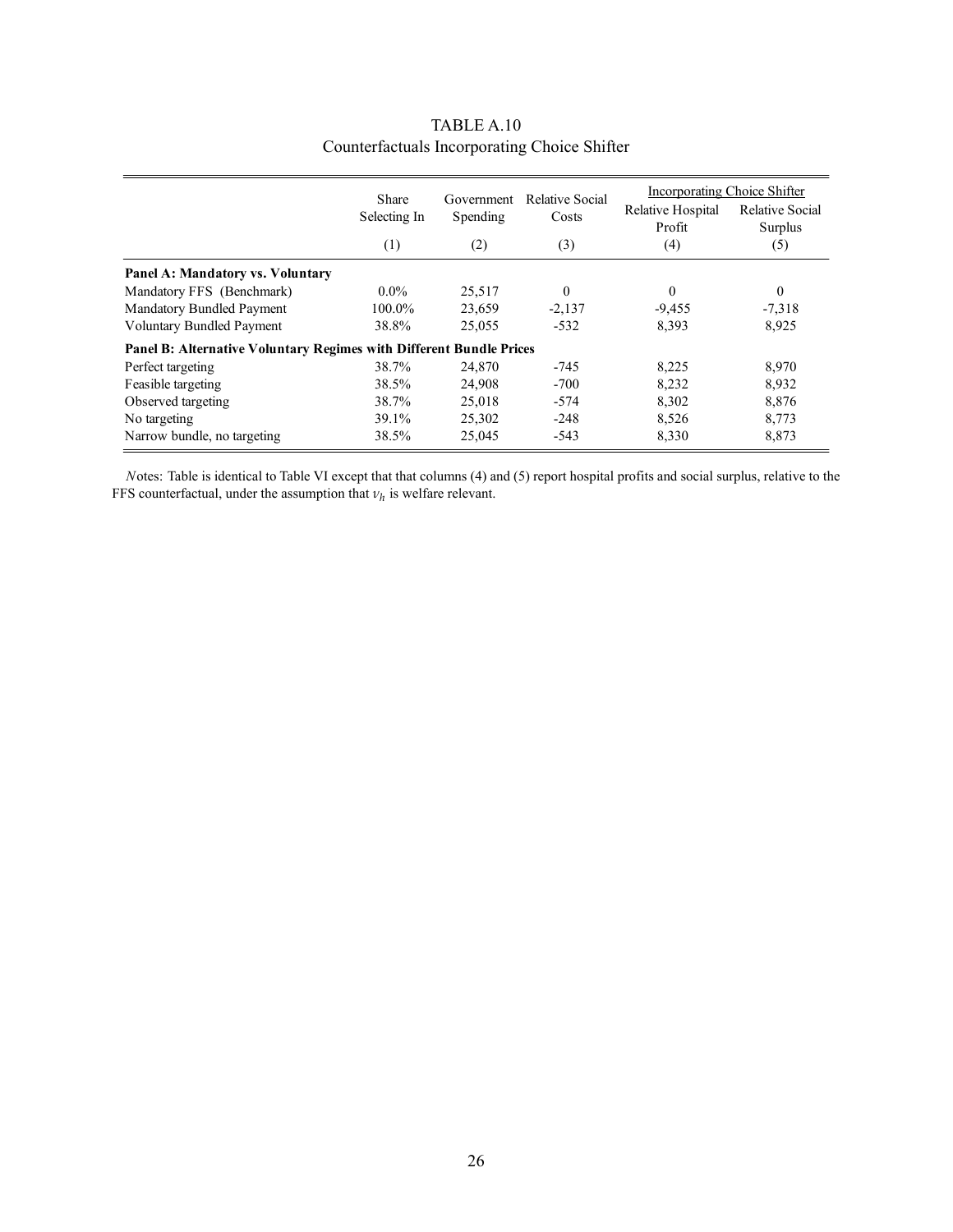TABLE A.10
Counterfactuals Incorporating Choice Shifter

| | Share Selecting In | Government Spending | Relative Social Costs | Incorporating Choice Shifter | |
|---|---|---|---|---|---|
| | | | | Relative Hospital Profit | Relative Social Surplus |
| | (1) | (2) | (3) | (4) | (5) |
| **Panel A: Mandatory vs. Voluntary** | | | | | |
| Mandatory FFS (Benchmark) | 0.0% | 25,517 | 0 | 0 | 0 |
| Mandatory Bundled Payment | 100.0% | 23,659 | -2,137 | -9,455 | -7,318 |
| Voluntary Bundled Payment | 38.8% | 25,055 | -532 | 8,393 | 8,925 |
| **Panel B: Alternative Voluntary Regimes with Different Bundle Prices** | | | | | |
| Perfect targeting | 38.7% | 24,870 | -745 | 8,225 | 8,970 |
| Feasible targeting | 38.5% | 24,908 | -700 | 8,232 | 8,932 |
| Observed targeting | 38.7% | 25,018 | -574 | 8,302 | 8,876 |
| No targeting | 39.1% | 25,302 | -248 | 8,526 | 8,773 |
| Narrow bundle, no targeting | 38.5% | 25,045 | -543 | 8,330 | 8,873 |

*N*otes: Table is identical to Table VI except that that columns (4) and (5) report hospital profits and social surplus, relative to the FFS counterfactual, under the assumption that $\nu_h$ is welfare relevant.